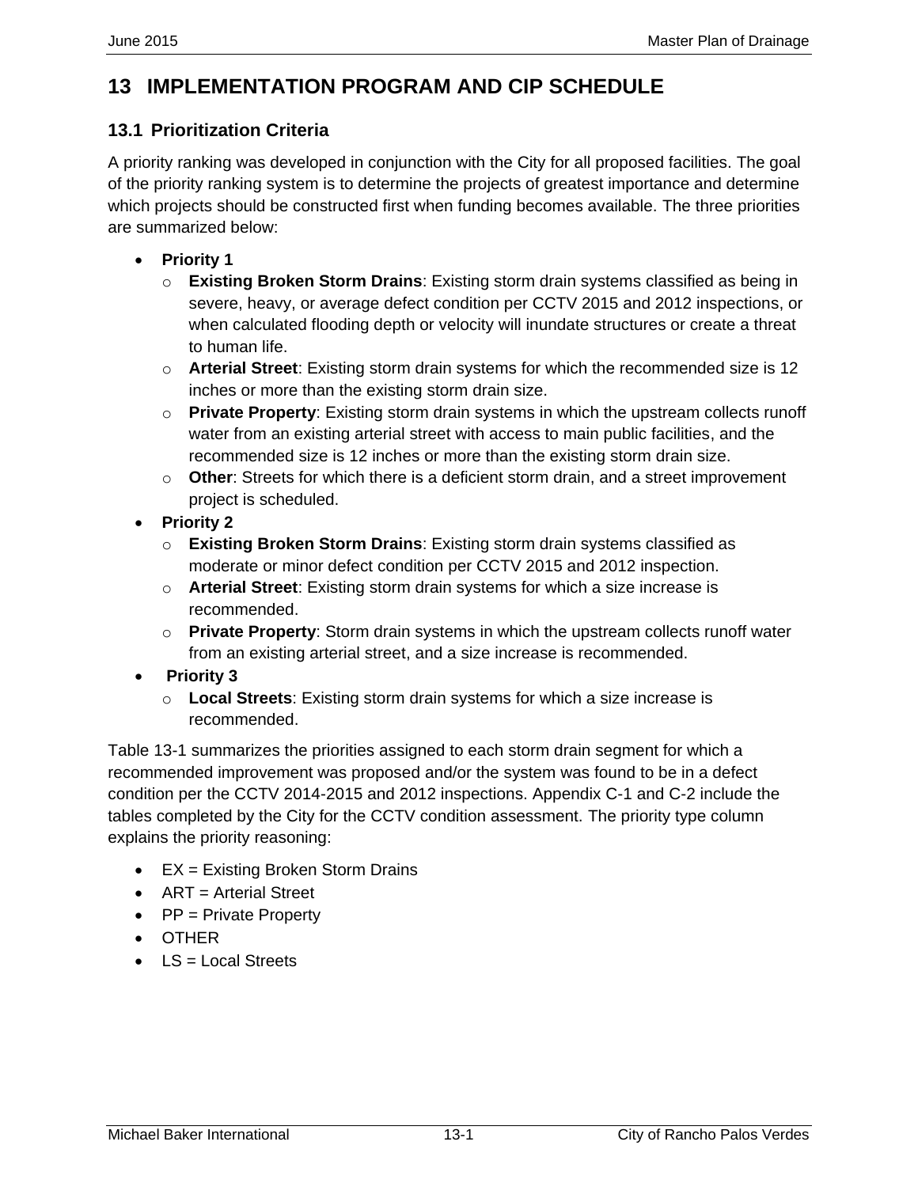# 13 IMPLEMENTATION PROGRAM AND CIP SCHEDULE

## 13.1 Prioritization Criteria

A priority ranking was developed in conjunction with the City for all proposed facilities. The goal of the priority ranking system is to determine the projects of greatest importance and determine which projects should be constructed first when funding becomes available. The three priorities are summarized below:

- **Priority 1**
  - **Existing Broken Storm Drains**: Existing storm drain systems classified as being in severe, heavy, or average defect condition per CCTV 2015 and 2012 inspections, or when calculated flooding depth or velocity will inundate structures or create a threat to human life.
  - **Arterial Street**: Existing storm drain systems for which the recommended size is 12 inches or more than the existing storm drain size.
  - **Private Property**: Existing storm drain systems in which the upstream collects runoff water from an existing arterial street with access to main public facilities, and the recommended size is 12 inches or more than the existing storm drain size.
  - **Other**: Streets for which there is a deficient storm drain, and a street improvement project is scheduled.
- **Priority 2**
  - **Existing Broken Storm Drains**: Existing storm drain systems classified as moderate or minor defect condition per CCTV 2015 and 2012 inspection.
  - **Arterial Street**: Existing storm drain systems for which a size increase is recommended.
  - **Private Property**: Storm drain systems in which the upstream collects runoff water from an existing arterial street, and a size increase is recommended.
- **Priority 3**
  - **Local Streets**: Existing storm drain systems for which a size increase is recommended.

Table 13-1 summarizes the priorities assigned to each storm drain segment for which a recommended improvement was proposed and/or the system was found to be in a defect condition per the CCTV 2014-2015 and 2012 inspections. Appendix C-1 and C-2 include the tables completed by the City for the CCTV condition assessment. The priority type column explains the priority reasoning:

- EX = Existing Broken Storm Drains
- ART = Arterial Street
- PP = Private Property
- OTHER
- LS = Local Streets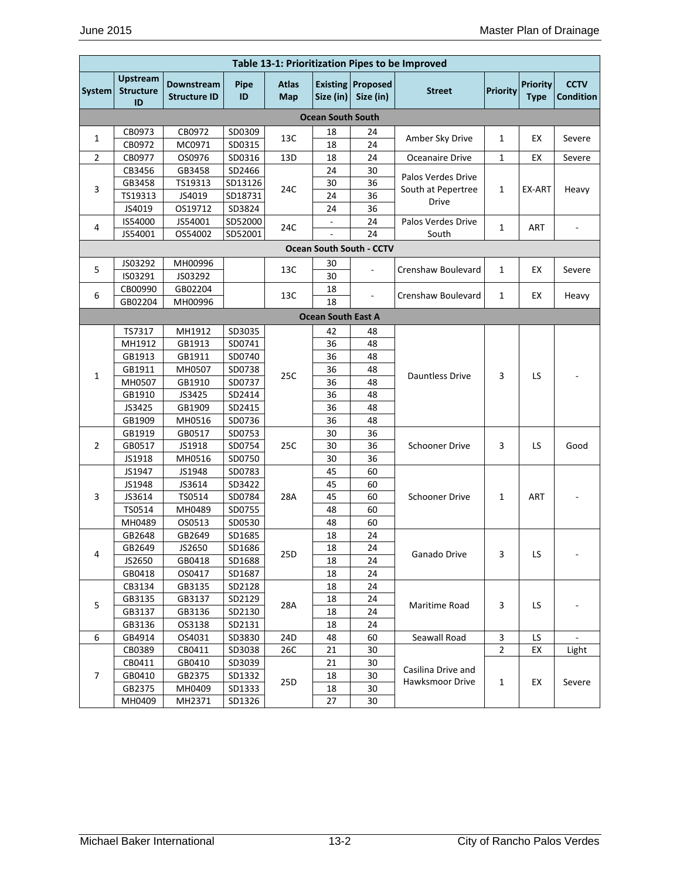| Table 13-1: Prioritization Pipes to be Improved | | | | | | | | | | |
|---|---|---|---|---|---|---|---|---|---|---|
| System | Upstream Structure ID | Downstream Structure ID | Pipe ID | Atlas Map | Existing Size (in) | Proposed Size (in) | Street | Priority | Priority Type | CCTV Condition |
| **Ocean South South** | | | | | | | | | | |
| 1 | CB0973 | CB0972 | SD0309 | 13C | 18 | 24 | Amber Sky Drive | 1 | EX | Severe |
| | CB0972 | MC0971 | SD0315 | | 18 | 24 | | | | |
| 2 | CB0977 | OS0976 | SD0316 | 13D | 18 | 24 | Oceanaire Drive | 1 | EX | Severe |
| 3 | CB3456 | GB3458 | SD2466 | 24C | 24 | 30 | Palos Verdes Drive South at Pepertree Drive | 1 | EX-ART | Heavy |
| | GB3458 | TS19313 | SD13126 | | 30 | 36 | | | | |
| | TS19313 | JS4019 | SD18731 | | 24 | 36 | | | | |
| | JS4019 | OS19712 | SD3824 | | 24 | 36 | | | | |
| 4 | IS54000 | JS54001 | SD52000 | 24C | - | 24 | Palos Verdes Drive South | 1 | ART | - |
| | JS54001 | OS54002 | SD52001 | | - | 24 | | | | |
| **Ocean South South - CCTV** | | | | | | | | | | |
| 5 | JS03292 | MH00996 | | 13C | 30 | - | Crenshaw Boulevard | 1 | EX | Severe |
| | IS03291 | JS03292 | | | 30 | | | | | |
| 6 | CB00990 | GB02204 | | 13C | 18 | - | Crenshaw Boulevard | 1 | EX | Heavy |
| | GB02204 | MH00996 | | | 18 | | | | | |
| **Ocean South East A** | | | | | | | | | | |
| 1 | TS7317 | MH1912 | SD3035 | 25C | 42 | 48 | Dauntless Drive | 3 | LS | - |
| | MH1912 | GB1913 | SD0741 | | 36 | 48 | | | | |
| | GB1913 | GB1911 | SD0740 | | 36 | 48 | | | | |
| | GB1911 | MH0507 | SD0738 | | 36 | 48 | | | | |
| | MH0507 | GB1910 | SD0737 | | 36 | 48 | | | | |
| | GB1910 | JS3425 | SD2414 | | 36 | 48 | | | | |
| | JS3425 | GB1909 | SD2415 | | 36 | 48 | | | | |
| | GB1909 | MH0516 | SD0736 | | 36 | 48 | | | | |
| 2 | GB1919 | GB0517 | SD0753 | 25C | 30 | 36 | Schooner Drive | 3 | LS | Good |
| | GB0517 | JS1918 | SD0754 | | 30 | 36 | | | | |
| | JS1918 | MH0516 | SD0750 | | 30 | 36 | | | | |
| 3 | JS1947 | JS1948 | SD0783 | 28A | 45 | 60 | Schooner Drive | 1 | ART | - |
| | JS1948 | JS3614 | SD3422 | | 45 | 60 | | | | |
| | JS3614 | TS0514 | SD0784 | | 45 | 60 | | | | |
| | TS0514 | MH0489 | SD0755 | | 48 | 60 | | | | |
| | MH0489 | OS0513 | SD0530 | | 48 | 60 | | | | |
| 4 | GB2648 | GB2649 | SD1685 | 25D | 18 | 24 | Ganado Drive | 3 | LS | - |
| | GB2649 | JS2650 | SD1686 | | 18 | 24 | | | | |
| | JS2650 | GB0418 | SD1688 | | 18 | 24 | | | | |
| | GB0418 | OS0417 | SD1687 | | 18 | 24 | | | | |
| 5 | CB3134 | GB3135 | SD2128 | 28A | 18 | 24 | Maritime Road | 3 | LS | - |
| | GB3135 | GB3137 | SD2129 | | 18 | 24 | | | | |
| | GB3137 | GB3136 | SD2130 | | 18 | 24 | | | | |
| | GB3136 | OS3138 | SD2131 | | 18 | 24 | | | | |
| 6 | GB4914 | OS4031 | SD3830 | 24D | 48 | 60 | Seawall Road | 3 | LS | - |
| 7 | CB0389 | CB0411 | SD3038 | 26C | 21 | 30 | Casilina Drive and Hawksmoor Drive | 2 | EX | Light |
| | CB0411 | GB0410 | SD3039 | 25D | 21 | 30 | | 1 | EX | Severe |
| | GB0410 | GB2375 | SD1332 | | 18 | 30 | | | | |
| | GB2375 | MH0409 | SD1333 | | 18 | 30 | | | | |
| | MH0409 | MH2371 | SD1326 | | 27 | 30 | | | | |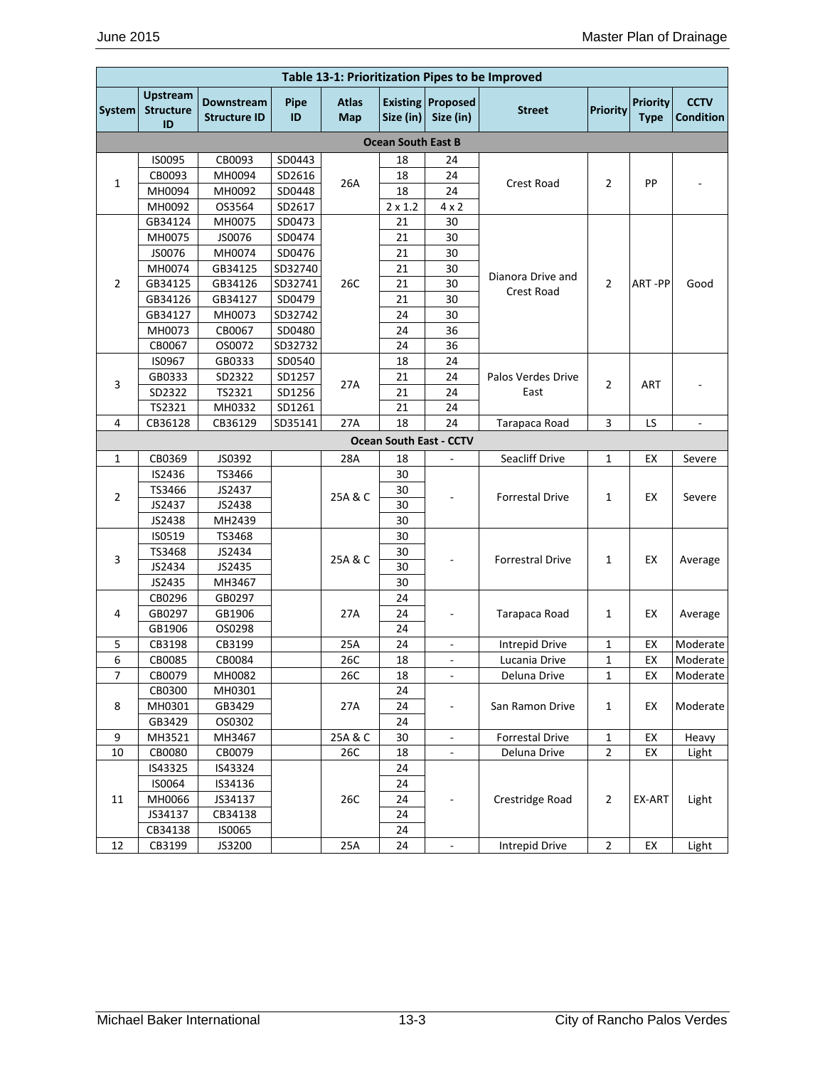**Table 13-1: Prioritization Pipes to be Improved**

| System | Upstream Structure ID | Downstream Structure ID | Pipe ID | Atlas Map | Existing Size (in) | Proposed Size (in) | Street | Priority | Priority Type | CCTV Condition |
|---|---|---|---|---|---|---|---|---|---|---|
| **Ocean South East B** | | | | | | | | | | |
| 1 | IS0095 | CB0093 | SD0443 | 26A | 18 | 24 | Crest Road | 2 | PP | - |
| | CB0093 | MH0094 | SD2616 | | 18 | 24 | | | | |
| | MH0094 | MH0092 | SD0448 | | 18 | 24 | | | | |
| | MH0092 | OS3564 | SD2617 | | 2 x 1.2 | 4 x 2 | | | | |
| 2 | GB34124 | MH0075 | SD0473 | 26C | 21 | 30 | Dianora Drive and Crest Road | 2 | ART -PP | Good |
| | MH0075 | JS0076 | SD0474 | | 21 | 30 | | | | |
| | JS0076 | MH0074 | SD0476 | | 21 | 30 | | | | |
| | MH0074 | GB34125 | SD32740 | | 21 | 30 | | | | |
| | GB34125 | GB34126 | SD32741 | | 21 | 30 | | | | |
| | GB34126 | GB34127 | SD0479 | | 21 | 30 | | | | |
| | GB34127 | MH0073 | SD32742 | | 24 | 30 | | | | |
| | MH0073 | CB0067 | SD0480 | | 24 | 36 | | | | |
| | CB0067 | OS0072 | SD32732 | | 24 | 36 | | | | |
| 3 | IS0967 | GB0333 | SD0540 | 27A | 18 | 24 | Palos Verdes Drive East | 2 | ART | - |
| | GB0333 | SD2322 | SD1257 | | 21 | 24 | | | | |
| | SD2322 | TS2321 | SD1256 | | 21 | 24 | | | | |
| | TS2321 | MH0332 | SD1261 | | 21 | 24 | | | | |
| 4 | CB36128 | CB36129 | SD35141 | 27A | 18 | 24 | Tarapaca Road | 3 | LS | - |
| **Ocean South East - CCTV** | | | | | | | | | | |
| 1 | CB0369 | JS0392 | | 28A | 18 | - | Seacliff Drive | 1 | EX | Severe |
| 2 | IS2436 | TS3466 | | 25A & C | 30 | - | Forrestal Drive | 1 | EX | Severe |
| | TS3466 | JS2437 | | | 30 | | | | | |
| | JS2437 | JS2438 | | | 30 | | | | | |
| | JS2438 | MH2439 | | | 30 | | | | | |
| 3 | IS0519 | TS3468 | | 25A & C | 30 | - | Forrestral Drive | 1 | EX | Average |
| | TS3468 | JS2434 | | | 30 | | | | | |
| | JS2434 | JS2435 | | | 30 | | | | | |
| | JS2435 | MH3467 | | | 30 | | | | | |
| 4 | CB0296 | GB0297 | | 27A | 24 | - | Tarapaca Road | 1 | EX | Average |
| | GB0297 | GB1906 | | | 24 | | | | | |
| | GB1906 | OS0298 | | | 24 | | | | | |
| 5 | CB3198 | CB3199 | | 25A | 24 | - | Intrepid Drive | 1 | EX | Moderate |
| 6 | CB0085 | CB0084 | | 26C | 18 | - | Lucania Drive | 1 | EX | Moderate |
| 7 | CB0079 | MH0082 | | 26C | 18 | - | Deluna Drive | 1 | EX | Moderate |
| 8 | CB0300 | MH0301 | | 27A | 24 | - | San Ramon Drive | 1 | EX | Moderate |
| | MH0301 | GB3429 | | | 24 | | | | | |
| | GB3429 | OS0302 | | | 24 | | | | | |
| 9 | MH3521 | MH3467 | | 25A & C | 30 | - | Forrestal Drive | 1 | EX | Heavy |
| 10 | CB0080 | CB0079 | | 26C | 18 | - | Deluna Drive | 2 | EX | Light |
| 11 | IS43325 | IS43324 | | 26C | 24 | - | Crestridge Road | 2 | EX-ART | Light |
| | IS0064 | IS34136 | | | 24 | | | | | |
| | MH0066 | JS34137 | | | 24 | | | | | |
| | JS34137 | CB34138 | | | 24 | | | | | |
| | CB34138 | IS0065 | | | 24 | | | | | |
| 12 | CB3199 | JS3200 | | 25A | 24 | - | Intrepid Drive | 2 | EX | Light |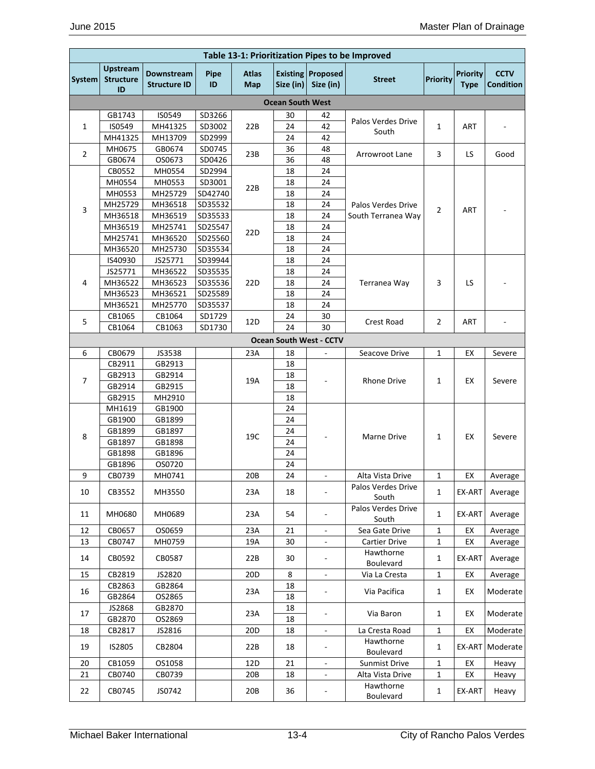| Table 13-1: Prioritization Pipes to be Improved | | | | | | | | | | |
|---|---|---|---|---|---|---|---|---|---|---|
| System | Upstream Structure ID | Downstream Structure ID | Pipe ID | Atlas Map | Existing Size (in) | Proposed Size (in) | Street | Priority | Priority Type | CCTV Condition |
| **Ocean South West** | | | | | | | | | | |
| 1 | GB1743 | IS0549 | SD3266 | 22B | 30 | 42 | Palos Verdes Drive South | 1 | ART | - |
| | IS0549 | MH41325 | SD3002 | | 24 | 42 | | | | |
| | MH41325 | MH13709 | SD2999 | | 24 | 42 | | | | |
| 2 | MH0675 | GB0674 | SD0745 | 23B | 36 | 48 | Arrowroot Lane | 3 | LS | Good |
| | GB0674 | OS0673 | SD0426 | | 36 | 48 | | | | |
| 3 | CB0552 | MH0554 | SD2994 | 22B | 18 | 24 | Palos Verdes Drive South Terranea Way | 2 | ART | - |
| | MH0554 | MH0553 | SD3001 | | 18 | 24 | | | | |
| | MH0553 | MH25729 | SD42740 | | 18 | 24 | | | | |
| | MH25729 | MH36518 | SD35532 | | 18 | 24 | | | | |
| | MH36518 | MH36519 | SD35533 | 22D | 18 | 24 | | | | |
| | MH36519 | MH25741 | SD25547 | | 18 | 24 | | | | |
| | MH25741 | MH36520 | SD25560 | | 18 | 24 | | | | |
| | MH36520 | MH25730 | SD35534 | | 18 | 24 | | | | |
| 4 | IS40930 | JS25771 | SD39944 | 22D | 18 | 24 | Terranea Way | 3 | LS | - |
| | JS25771 | MH36522 | SD35535 | | 18 | 24 | | | | |
| | MH36522 | MH36523 | SD35536 | | 18 | 24 | | | | |
| | MH36523 | MH36521 | SD25589 | | 18 | 24 | | | | |
| | MH36521 | MH25770 | SD35537 | | 18 | 24 | | | | |
| 5 | CB1065 | CB1064 | SD1729 | 12D | 24 | 30 | Crest Road | 2 | ART | - |
| | CB1064 | CB1063 | SD1730 | | 24 | 30 | | | | |
| **Ocean South West - CCTV** | | | | | | | | | | |
| 6 | CB0679 | JS3538 | | 23A | 18 | - | Seacove Drive | 1 | EX | Severe |
| 7 | CB2911 | GB2913 | | 19A | 18 | - | Rhone Drive | 1 | EX | Severe |
| | GB2913 | GB2914 | | | 18 | | | | | |
| | GB2914 | GB2915 | | | 18 | | | | | |
| | GB2915 | MH2910 | | | 18 | | | | | |
| 8 | MH1619 | GB1900 | | 19C | 24 | - | Marne Drive | 1 | EX | Severe |
| | GB1900 | GB1899 | | | 24 | | | | | |
| | GB1899 | GB1897 | | | 24 | | | | | |
| | GB1897 | GB1898 | | | 24 | | | | | |
| | GB1898 | GB1896 | | | 24 | | | | | |
| | GB1896 | OS0720 | | | 24 | | | | | |
| 9 | CB0739 | MH0741 | | 20B | 24 | - | Alta Vista Drive | 1 | EX | Average |
| 10 | CB3552 | MH3550 | | 23A | 18 | - | Palos Verdes Drive South | 1 | EX-ART | Average |
| 11 | MH0680 | MH0689 | | 23A | 54 | - | Palos Verdes Drive South | 1 | EX-ART | Average |
| 12 | CB0657 | OS0659 | | 23A | 21 | - | Sea Gate Drive | 1 | EX | Average |
| 13 | CB0747 | MH0759 | | 19A | 30 | - | Cartier Drive | 1 | EX | Average |
| 14 | CB0592 | CB0587 | | 22B | 30 | - | Hawthorne Boulevard | 1 | EX-ART | Average |
| 15 | CB2819 | JS2820 | | 20D | 8 | - | Via La Cresta | 1 | EX | Average |
| 16 | CB2863 | GB2864 | | 23A | 18 | - | Via Pacifica | 1 | EX | Moderate |
| | GB2864 | OS2865 | | | 18 | | | | | |
| 17 | JS2868 | GB2870 | | 23A | 18 | - | Via Baron | 1 | EX | Moderate |
| | GB2870 | OS2869 | | | 18 | | | | | |
| 18 | CB2817 | JS2816 | | 20D | 18 | - | La Cresta Road | 1 | EX | Moderate |
| 19 | IS2805 | CB2804 | | 22B | 18 | - | Hawthorne Boulevard | 1 | EX-ART | Moderate |
| 20 | CB1059 | OS1058 | | 12D | 21 | - | Sunmist Drive | 1 | EX | Heavy |
| 21 | CB0740 | CB0739 | | 20B | 18 | - | Alta Vista Drive | 1 | EX | Heavy |
| 22 | CB0745 | JS0742 | | 20B | 36 | - | Hawthorne Boulevard | 1 | EX-ART | Heavy |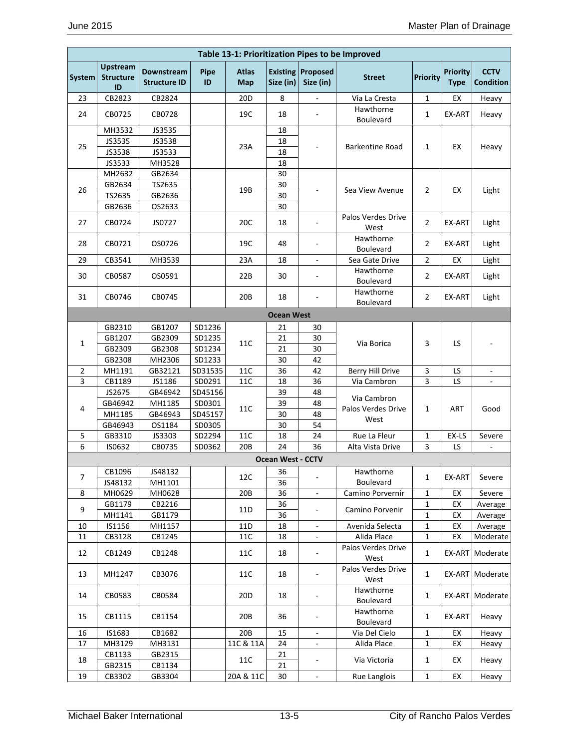| Table 13-1: Prioritization Pipes to be Improved | | | | | | | | | | |
|---|---|---|---|---|---|---|---|---|---|---|
| System | Upstream Structure ID | Downstream Structure ID | Pipe ID | Atlas Map | Existing Size (in) | Proposed Size (in) | Street | Priority | Priority Type | CCTV Condition |
| 23 | CB2823 | CB2824 | | 20D | 8 | - | Via La Cresta | 1 | EX | Heavy |
| 24 | CB0725 | CB0728 | | 19C | 18 | - | Hawthorne Boulevard | 1 | EX-ART | Heavy |
| 25 | MH3532 | JS3535 | | 23A | 18 | - | Barkentine Road | 1 | EX | Heavy |
| | JS3535 | JS3538 | | | 18 | | | | | |
| | JS3538 | JS3533 | | | 18 | | | | | |
| | JS3533 | MH3528 | | | 18 | | | | | |
| 26 | MH2632 | GB2634 | | 19B | 30 | - | Sea View Avenue | 2 | EX | Light |
| | GB2634 | TS2635 | | | 30 | | | | | |
| | TS2635 | GB2636 | | | 30 | | | | | |
| | GB2636 | OS2633 | | | 30 | | | | | |
| 27 | CB0724 | JS0727 | | 20C | 18 | - | Palos Verdes Drive West | 2 | EX-ART | Light |
| 28 | CB0721 | OS0726 | | 19C | 48 | - | Hawthorne Boulevard | 2 | EX-ART | Light |
| 29 | CB3541 | MH3539 | | 23A | 18 | - | Sea Gate Drive | 2 | EX | Light |
| 30 | CB0587 | OS0591 | | 22B | 30 | - | Hawthorne Boulevard | 2 | EX-ART | Light |
| 31 | CB0746 | CB0745 | | 20B | 18 | - | Hawthorne Boulevard | 2 | EX-ART | Light |
| **Ocean West** | | | | | | | | | | |
| 1 | GB2310 | GB1207 | SD1236 | 11C | 21 | 30 | Via Borica | 3 | LS | - |
| | GB1207 | GB2309 | SD1235 | | 21 | 30 | | | | |
| | GB2309 | GB2308 | SD1234 | | 21 | 30 | | | | |
| | GB2308 | MH2306 | SD1233 | | 30 | 42 | | | | |
| 2 | MH1191 | GB32121 | SD31535 | 11C | 36 | 42 | Berry Hill Drive | 3 | LS | - |
| 3 | CB1189 | JS1186 | SD0291 | 11C | 18 | 36 | Via Cambron | 3 | LS | - |
| 4 | JS2675 | GB46942 | SD45156 | 11C | 39 | 48 | Via Cambron Palos Verdes Drive West | 1 | ART | Good |
| | GB46942 | MH1185 | SD0301 | | 39 | 48 | | | | |
| | MH1185 | GB46943 | SD45157 | | 30 | 48 | | | | |
| | GB46943 | OS1184 | SD0305 | | 30 | 54 | | | | |
| 5 | GB3310 | JS3303 | SD2294 | 11C | 18 | 24 | Rue La Fleur | 1 | EX-LS | Severe |
| 6 | IS0632 | CB0735 | SD0362 | 20B | 24 | 36 | Alta Vista Drive | 3 | LS | - |
| **Ocean West - CCTV** | | | | | | | | | | |
| 7 | CB1096 | JS48132 | | 12C | 36 | - | Hawthorne Boulevard | 1 | EX-ART | Severe |
| | JS48132 | MH1101 | | | 36 | | | | | |
| 8 | MH0629 | MH0628 | | 20B | 36 | - | Camino Porvernir | 1 | EX | Severe |
| 9 | GB1179 | CB2216 | | 11D | 36 | - | Camino Porvenir | 1 | EX | Average |
| | MH1141 | GB1179 | | | 36 | | | 1 | EX | Average |
| 10 | IS1156 | MH1157 | | 11D | 18 | - | Avenida Selecta | 1 | EX | Average |
| 11 | CB3128 | CB1245 | | 11C | 18 | - | Alida Place | 1 | EX | Moderate |
| 12 | CB1249 | CB1248 | | 11C | 18 | - | Palos Verdes Drive West | 1 | EX-ART | Moderate |
| 13 | MH1247 | CB3076 | | 11C | 18 | - | Palos Verdes Drive West | 1 | EX-ART | Moderate |
| 14 | CB0583 | CB0584 | | 20D | 18 | - | Hawthorne Boulevard | 1 | EX-ART | Moderate |
| 15 | CB1115 | CB1154 | | 20B | 36 | - | Hawthorne Boulevard | 1 | EX-ART | Heavy |
| 16 | IS1683 | CB1682 | | 20B | 15 | - | Via Del Cielo | 1 | EX | Heavy |
| 17 | MH3129 | MH3131 | | 11C & 11A | 24 | - | Alida Place | 1 | EX | Heavy |
| 18 | CB1133 | GB2315 | | 11C | 21 | - | Via Victoria | 1 | EX | Heavy |
| | GB2315 | CB1134 | | | 21 | | | | | |
| 19 | CB3302 | GB3304 | | 20A & 11C | 30 | - | Rue Langlois | 1 | EX | Heavy |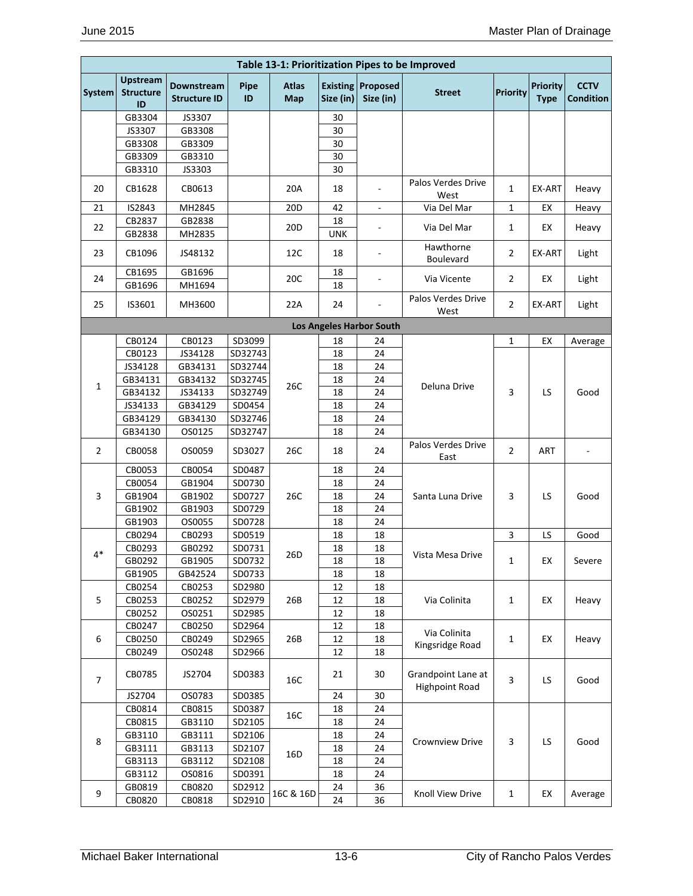| Table 13-1: Prioritization Pipes to be Improved | | | | | | | | | | |
|---|---|---|---|---|---|---|---|---|---|---|
| System | Upstream Structure ID | Downstream Structure ID | Pipe ID | Atlas Map | Existing Size (in) | Proposed Size (in) | Street | Priority | Priority Type | CCTV Condition |
| | GB3304 | JS3307 | | | 30 | | | | | |
| | JS3307 | GB3308 | | | 30 | | | | | |
| | GB3308 | GB3309 | | | 30 | | | | | |
| | GB3309 | GB3310 | | | 30 | | | | | |
| | GB3310 | JS3303 | | | 30 | | | | | |
| 20 | CB1628 | CB0613 | | 20A | 18 | - | Palos Verdes Drive West | 1 | EX-ART | Heavy |
| 21 | IS2843 | MH2845 | | 20D | 42 | - | Via Del Mar | 1 | EX | Heavy |
| 22 | CB2837 | GB2838 | | 20D | 18 | - | Via Del Mar | 1 | EX | Heavy |
| | GB2838 | MH2835 | | | UNK | | | | | |
| 23 | CB1096 | JS48132 | | 12C | 18 | - | Hawthorne Boulevard | 2 | EX-ART | Light |
| 24 | CB1695 | GB1696 | | 20C | 18 | - | Via Vicente | 2 | EX | Light |
| | GB1696 | MH1694 | | | 18 | | | | | |
| 25 | IS3601 | MH3600 | | 22A | 24 | - | Palos Verdes Drive West | 2 | EX-ART | Light |
| **Los Angeles Harbor South** | | | | | | | | | | |
| 1 | CB0124 | CB0123 | SD3099 | 26C | 18 | 24 | Deluna Drive | 1 | EX | Average |
| | CB0123 | JS34128 | SD32743 | | 18 | 24 | | 3 | LS | Good |
| | JS34128 | GB34131 | SD32744 | | 18 | 24 | | | | |
| | GB34131 | GB34132 | SD32745 | | 18 | 24 | | | | |
| | GB34132 | JS34133 | SD32749 | | 18 | 24 | | | | |
| | JS34133 | GB34129 | SD0454 | | 18 | 24 | | | | |
| | GB34129 | GB34130 | SD32746 | | 18 | 24 | | | | |
| | GB34130 | OS0125 | SD32747 | | 18 | 24 | | | | |
| 2 | CB0058 | OS0059 | SD3027 | 26C | 18 | 24 | Palos Verdes Drive East | 2 | ART | - |
| 3 | CB0053 | CB0054 | SD0487 | 26C | 18 | 24 | Santa Luna Drive | 3 | LS | Good |
| | CB0054 | GB1904 | SD0730 | | 18 | 24 | | | | |
| | GB1904 | GB1902 | SD0727 | | 18 | 24 | | | | |
| | GB1902 | GB1903 | SD0729 | | 18 | 24 | | | | |
| | GB1903 | OS0055 | SD0728 | | 18 | 24 | | | | |
| 4* | CB0294 | CB0293 | SD0519 | 26D | 18 | 18 | Vista Mesa Drive | 3 | LS | Good |
| | CB0293 | GB0292 | SD0731 | | 18 | 18 | | 1 | EX | Severe |
| | GB0292 | GB1905 | SD0732 | | 18 | 18 | | | | |
| | GB1905 | GB42524 | SD0733 | | 18 | 18 | | | | |
| 5 | CB0254 | CB0253 | SD2980 | 26B | 12 | 18 | Via Colinita | 1 | EX | Heavy |
| | CB0253 | CB0252 | SD2979 | | 12 | 18 | | | | |
| | CB0252 | OS0251 | SD2985 | | 12 | 18 | | | | |
| 6 | CB0247 | CB0250 | SD2964 | 26B | 12 | 18 | Via Colinita Kingsridge Road | 1 | EX | Heavy |
| | CB0250 | CB0249 | SD2965 | | 12 | 18 | | | | |
| | CB0249 | OS0248 | SD2966 | | 12 | 18 | | | | |
| 7 | CB0785 | JS2704 | SD0383 | 16C | 21 | 30 | Grandpoint Lane at Highpoint Road | 3 | LS | Good |
| | JS2704 | OS0783 | SD0385 | | 24 | 30 | | | | |
| 8 | CB0814 | CB0815 | SD0387 | 16C | 18 | 24 | Crownview Drive | 3 | LS | Good |
| | CB0815 | GB3110 | SD2105 | | 18 | 24 | | | | |
| | GB3110 | GB3111 | SD2106 | 16D | 18 | 24 | | | | |
| | GB3111 | GB3113 | SD2107 | | 18 | 24 | | | | |
| | GB3113 | GB3112 | SD2108 | | 18 | 24 | | | | |
| | GB3112 | OS0816 | SD0391 | | 18 | 24 | | | | |
| 9 | GB0819 | CB0820 | SD2912 | 16C & 16D | 24 | 36 | Knoll View Drive | 1 | EX | Average |
| | CB0820 | CB0818 | SD2910 | | 24 | 36 | | | | |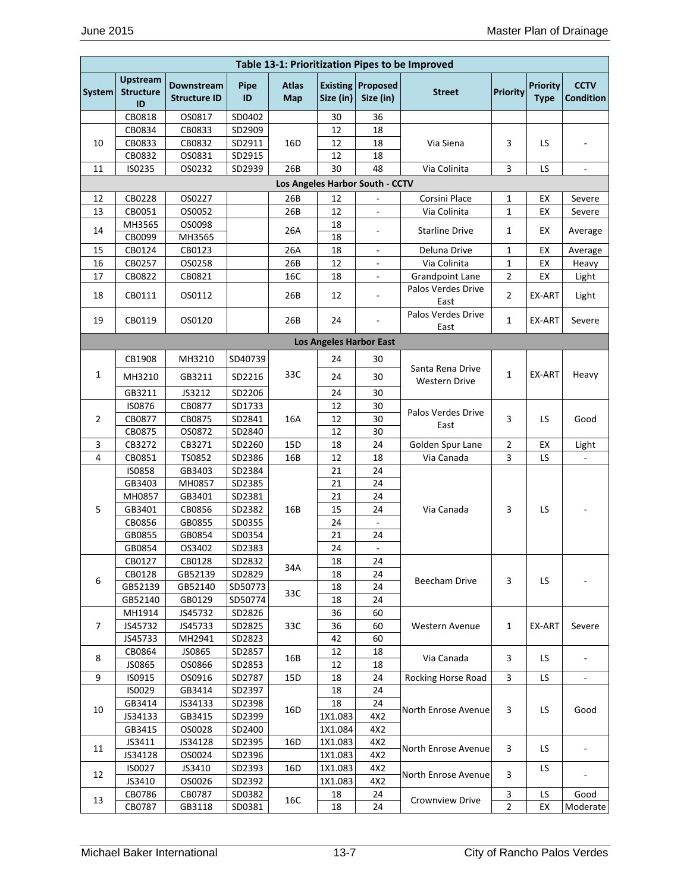| Table 13-1: Prioritization Pipes to be Improved | | | | | | | | | | |
|---|---|---|---|---|---|---|---|---|---|---|
| System | Upstream Structure ID | Downstream Structure ID | Pipe ID | Atlas Map | Existing Size (in) | Proposed Size (in) | Street | Priority | Priority Type | CCTV Condition |
| | CB0818 | OS0817 | SD0402 | | 30 | 36 | | | | |
| 10 | CB0834 | CB0833 | SD2909 | 16D | 12 | 18 | Via Siena | 3 | LS | - |
| | CB0833 | CB0832 | SD2911 | | 12 | 18 | | | | |
| | CB0832 | OS0831 | SD2915 | | 12 | 18 | | | | |
| 11 | IS0235 | OS0232 | SD2939 | 26B | 30 | 48 | Via Colinita | 3 | LS | - |
| Los Angeles Harbor South - CCTV | | | | | | | | | | |
| 12 | CB0228 | OS0227 | | 26B | 12 | - | Corsini Place | 1 | EX | Severe |
| 13 | CB0051 | OS0052 | | 26B | 12 | - | Via Colinita | 1 | EX | Severe |
| 14 | MH3565 | OS0098 | | 26A | 18 | - | Starline Drive | 1 | EX | Average |
| | CB0099 | MH3565 | | | 18 | | | | | |
| 15 | CB0124 | CB0123 | | 26A | 18 | - | Deluna Drive | 1 | EX | Average |
| 16 | CB0257 | OS0258 | | 26B | 12 | - | Via Colinita | 1 | EX | Heavy |
| 17 | CB0822 | CB0821 | | 16C | 18 | - | Grandpoint Lane | 2 | EX | Light |
| 18 | CB0111 | OS0112 | | 26B | 12 | - | Palos Verdes Drive East | 2 | EX-ART | Light |
| 19 | CB0119 | OS0120 | | 26B | 24 | - | Palos Verdes Drive East | 1 | EX-ART | Severe |
| Los Angeles Harbor East | | | | | | | | | | |
| 1 | CB1908 | MH3210 | SD40739 | 33C | 24 | 30 | Santa Rena Drive Western Drive | 1 | EX-ART | Heavy |
| | MH3210 | GB3211 | SD2216 | | 24 | 30 | | | | |
| | GB3211 | JS3212 | SD2206 | | 24 | 30 | | | | |
| 2 | IS0876 | CB0877 | SD1733 | 16A | 12 | 30 | Palos Verdes Drive East | 3 | LS | Good |
| | CB0877 | CB0875 | SD2841 | | 12 | 30 | | | | |
| | CB0875 | OS0872 | SD2840 | | 12 | 30 | | | | |
| 3 | CB3272 | CB3271 | SD2260 | 15D | 18 | 24 | Golden Spur Lane | 2 | EX | Light |
| 4 | CB0851 | TS0852 | SD2386 | 16B | 12 | 18 | Via Canada | 3 | LS | - |
| 5 | IS0858 | GB3403 | SD2384 | 16B | 21 | 24 | Via Canada | 3 | LS | - |
| | GB3403 | MH0857 | SD2385 | | 21 | 24 | | | | |
| | MH0857 | GB3401 | SD2381 | | 21 | 24 | | | | |
| | GB3401 | CB0856 | SD2382 | | 15 | 24 | | | | |
| | CB0856 | GB0855 | SD0355 | | 24 | - | | | | |
| | GB0855 | GB0854 | SD0354 | | 21 | 24 | | | | |
| | GB0854 | OS3402 | SD2383 | | 24 | - | | | | |
| 6 | CB0127 | CB0128 | SD2832 | 34A | 18 | 24 | Beecham Drive | 3 | LS | - |
| | CB0128 | GB52139 | SD2829 | | 18 | 24 | | | | |
| | GB52139 | GB52140 | SD50773 | 33C | 18 | 24 | | | | |
| | GB52140 | GB0129 | SD50774 | | 18 | 24 | | | | |
| 7 | MH1914 | JS45732 | SD2826 | 33C | 36 | 60 | Western Avenue | 1 | EX-ART | Severe |
| | JS45732 | JS45733 | SD2825 | | 36 | 60 | | | | |
| | JS45733 | MH2941 | SD2823 | | 42 | 60 | | | | |
| 8 | CB0864 | JS0865 | SD2857 | 16B | 12 | 18 | Via Canada | 3 | LS | - |
| | JS0865 | OS0866 | SD2853 | | 12 | 18 | | | | |
| 9 | IS0915 | OS0916 | SD2787 | 15D | 18 | 24 | Rocking Horse Road | 3 | LS | - |
| 10 | IS0029 | GB3414 | SD2397 | 16D | 18 | 24 | North Enrose Avenue | 3 | LS | Good |
| | GB3414 | JS34133 | SD2398 | | 18 | 24 | | | | |
| | JS34133 | GB3415 | SD2399 | | 1X1.083 | 4X2 | | | | |
| | GB3415 | OS0028 | SD2400 | | 1X1.084 | 4X2 | | | | |
| 11 | JS3411 | JS34128 | SD2395 | 16D | 1X1.083 | 4X2 | North Enrose Avenue | 3 | LS | - |
| | JS34128 | OS0024 | SD2396 | | 1X1.083 | 4X2 | | | | |
| 12 | IS0027 | JS3410 | SD2393 | 16D | 1X1.083 | 4X2 | North Enrose Avenue | 3 | LS | - |
| | JS3410 | OS0026 | SD2392 | | 1X1.083 | 4X2 | | | | |
| 13 | CB0786 | CB0787 | SD0382 | 16C | 18 | 24 | Crownview Drive | 3 | LS | Good |
| | CB0787 | GB3118 | SD0381 | | 18 | 24 | | 2 | EX | Moderate |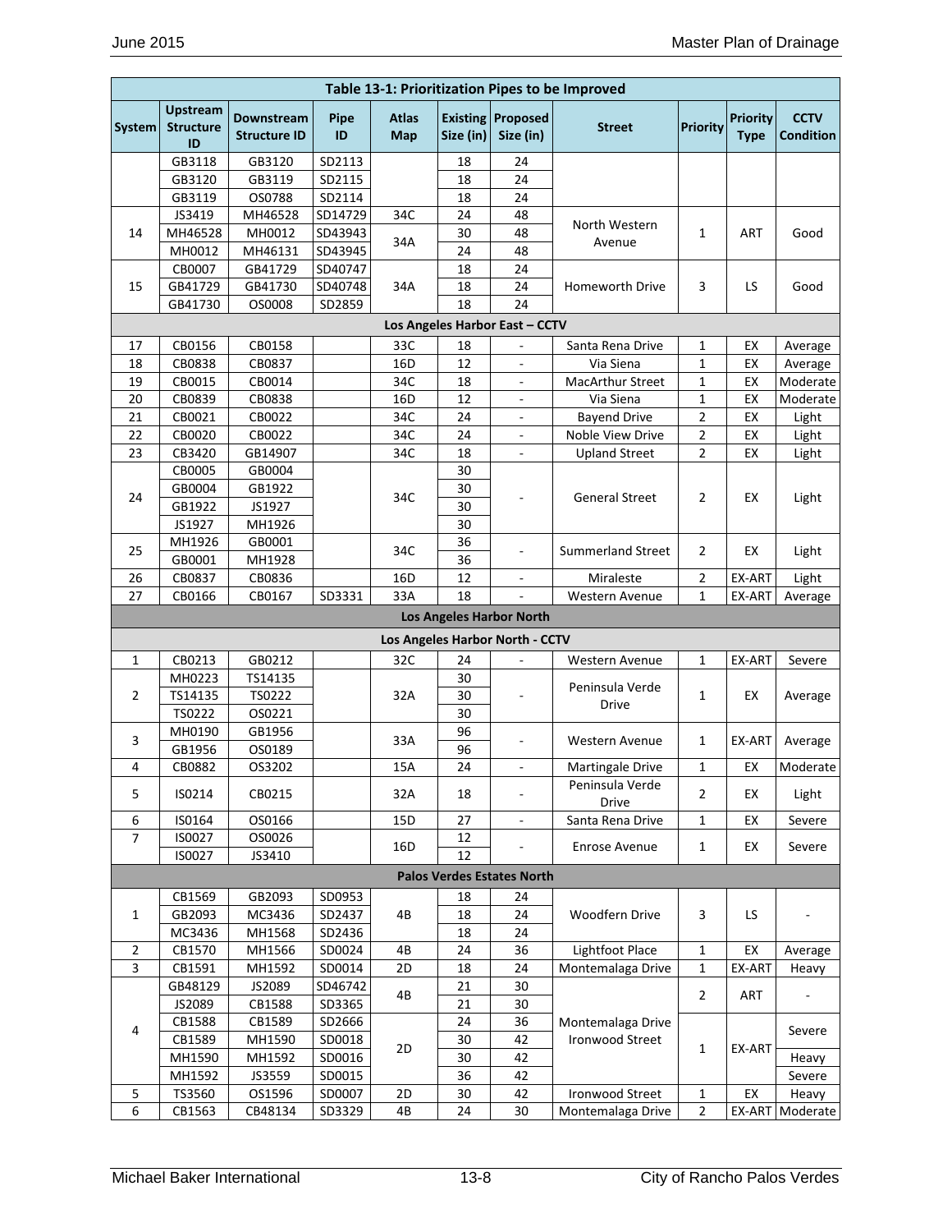| Table 13-1: Prioritization Pipes to be Improved | | | | | | | | | | |
|---|---|---|---|---|---|---|---|---|---|---|
| System | Upstream Structure ID | Downstream Structure ID | Pipe ID | Atlas Map | Existing Size (in) | Proposed Size (in) | Street | Priority | Priority Type | CCTV Condition |
| | GB3118 | GB3120 | SD2113 | | 18 | 24 | | | | |
| | GB3120 | GB3119 | SD2115 | | 18 | 24 | | | | |
| | GB3119 | OS0788 | SD2114 | | 18 | 24 | | | | |
| 14 | JS3419 | MH46528 | SD14729 | 34C | 24 | 48 | North Western Avenue | 1 | ART | Good |
| | MH46528 | MH0012 | SD43943 | 34A | 30 | 48 | | | | |
| | MH0012 | MH46131 | SD43945 | | 24 | 48 | | | | |
| 15 | CB0007 | GB41729 | SD40747 | 34A | 18 | 24 | Homeworth Drive | 3 | LS | Good |
| | GB41729 | GB41730 | SD40748 | | 18 | 24 | | | | |
| | GB41730 | OS0008 | SD2859 | | 18 | 24 | | | | |
| **Los Angeles Harbor East – CCTV** | | | | | | | | | | |
| 17 | CB0156 | CB0158 | | 33C | 18 | - | Santa Rena Drive | 1 | EX | Average |
| 18 | CB0838 | CB0837 | | 16D | 12 | - | Via Siena | 1 | EX | Average |
| 19 | CB0015 | CB0014 | | 34C | 18 | - | MacArthur Street | 1 | EX | Moderate |
| 20 | CB0839 | CB0838 | | 16D | 12 | - | Via Siena | 1 | EX | Moderate |
| 21 | CB0021 | CB0022 | | 34C | 24 | - | Bayend Drive | 2 | EX | Light |
| 22 | CB0020 | CB0022 | | 34C | 24 | - | Noble View Drive | 2 | EX | Light |
| 23 | CB3420 | GB14907 | | 34C | 18 | - | Upland Street | 2 | EX | Light |
| 24 | CB0005 | GB0004 | | 34C | 30 | - | General Street | 2 | EX | Light |
| | GB0004 | GB1922 | | | 30 | | | | | |
| | GB1922 | JS1927 | | | 30 | | | | | |
| | JS1927 | MH1926 | | | 30 | | | | | |
| 25 | MH1926 | GB0001 | | 34C | 36 | - | Summerland Street | 2 | EX | Light |
| | GB0001 | MH1928 | | | 36 | | | | | |
| 26 | CB0837 | CB0836 | | 16D | 12 | - | Miraleste | 2 | EX-ART | Light |
| 27 | CB0166 | CB0167 | SD3331 | 33A | 18 | - | Western Avenue | 1 | EX-ART | Average |
| **Los Angeles Harbor North** | | | | | | | | | | |
| **Los Angeles Harbor North - CCTV** | | | | | | | | | | |
| 1 | CB0213 | GB0212 | | 32C | 24 | - | Western Avenue | 1 | EX-ART | Severe |
| 2 | MH0223 | TS14135 | | 32A | 30 | - | Peninsula Verde Drive | 1 | EX | Average |
| | TS14135 | TS0222 | | | 30 | | | | | |
| | TS0222 | OS0221 | | | 30 | | | | | |
| 3 | MH0190 | GB1956 | | 33A | 96 | - | Western Avenue | 1 | EX-ART | Average |
| | GB1956 | OS0189 | | | 96 | | | | | |
| 4 | CB0882 | OS3202 | | 15A | 24 | - | Martingale Drive | 1 | EX | Moderate |
| 5 | IS0214 | CB0215 | | 32A | 18 | - | Peninsula Verde Drive | 2 | EX | Light |
| 6 | IS0164 | OS0166 | | 15D | 27 | - | Santa Rena Drive | 1 | EX | Severe |
| 7 | IS0027 | OS0026 | | 16D | 12 | - | Enrose Avenue | 1 | EX | Severe |
| | IS0027 | JS3410 | | | 12 | | | | | |
| **Palos Verdes Estates North** | | | | | | | | | | |
| 1 | CB1569 | GB2093 | SD0953 | 4B | 18 | 24 | Woodfern Drive | 3 | LS | - |
| | GB2093 | MC3436 | SD2437 | | 18 | 24 | | | | |
| | MC3436 | MH1568 | SD2436 | | 18 | 24 | | | | |
| 2 | CB1570 | MH1566 | SD0024 | 4B | 24 | 36 | Lightfoot Place | 1 | EX | Average |
| 3 | CB1591 | MH1592 | SD0014 | 2D | 18 | 24 | Montemalaga Drive | 1 | EX-ART | Heavy |
| 4 | GB48129 | JS2089 | SD46742 | 4B | 21 | 30 | Montemalaga Drive Ironwood Street | 2 | ART | - |
| | JS2089 | CB1588 | SD3365 | | 21 | 30 | | | | |
| | CB1588 | CB1589 | SD2666 | 2D | 24 | 36 | | 1 | EX-ART | Severe |
| | CB1589 | MH1590 | SD0018 | | 30 | 42 | | | | |
| | MH1590 | MH1592 | SD0016 | | 30 | 42 | | | | Heavy |
| | MH1592 | JS3559 | SD0015 | | 36 | 42 | | | | Severe |
| 5 | TS3560 | OS1596 | SD0007 | 2D | 30 | 42 | Ironwood Street | 1 | EX | Heavy |
| 6 | CB1563 | CB48134 | SD3329 | 4B | 24 | 30 | Montemalaga Drive | 2 | EX-ART | Moderate |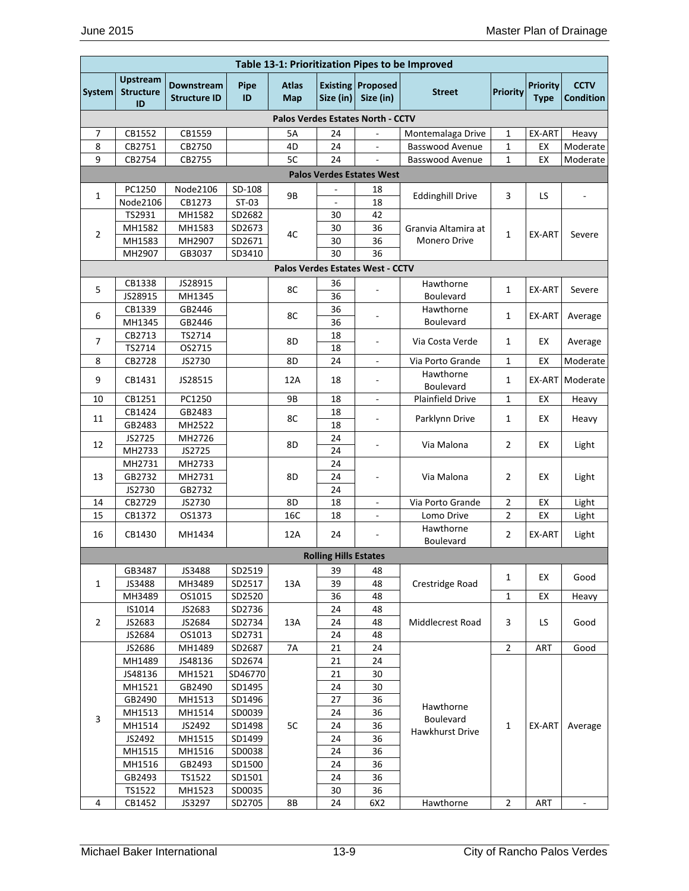| Table 13-1: Prioritization Pipes to be Improved | | | | | | | | | | |
|---|---|---|---|---|---|---|---|---|---|---|
| System | Upstream Structure ID | Downstream Structure ID | Pipe ID | Atlas Map | Existing Size (in) | Proposed Size (in) | Street | Priority | Priority Type | CCTV Condition |
| **Palos Verdes Estates North - CCTV** | | | | | | | | | | |
| 7 | CB1552 | CB1559 | | 5A | 24 | - | Montemalaga Drive | 1 | EX-ART | Heavy |
| 8 | CB2751 | CB2750 | | 4D | 24 | - | Basswood Avenue | 1 | EX | Moderate |
| 9 | CB2754 | CB2755 | | 5C | 24 | - | Basswood Avenue | 1 | EX | Moderate |
| **Palos Verdes Estates West** | | | | | | | | | | |
| 1 | PC1250 | Node2106 | SD-108 | 9B | - | 18 | Eddinghill Drive | 3 | LS | - |
| | Node2106 | CB1273 | ST-03 | | - | 18 | | | | |
| 2 | TS2931 | MH1582 | SD2682 | 4C | 30 | 42 | Granvia Altamira at Monero Drive | 1 | EX-ART | Severe |
| | MH1582 | MH1583 | SD2673 | | 30 | 36 | | | | |
| | MH1583 | MH2907 | SD2671 | | 30 | 36 | | | | |
| | MH2907 | GB3037 | SD3410 | | 30 | 36 | | | | |
| **Palos Verdes Estates West - CCTV** | | | | | | | | | | |
| 5 | CB1338 | JS28915 | | 8C | 36 | - | Hawthorne Boulevard | 1 | EX-ART | Severe |
| | JS28915 | MH1345 | | | 36 | | | | | |
| 6 | CB1339 | GB2446 | | 8C | 36 | - | Hawthorne Boulevard | 1 | EX-ART | Average |
| | MH1345 | GB2446 | | | 36 | | | | | |
| 7 | CB2713 | TS2714 | | 8D | 18 | - | Via Costa Verde | 1 | EX | Average |
| | TS2714 | OS2715 | | | 18 | | | | | |
| 8 | CB2728 | JS2730 | | 8D | 24 | - | Via Porto Grande | 1 | EX | Moderate |
| 9 | CB1431 | JS28515 | | 12A | 18 | - | Hawthorne Boulevard | 1 | EX-ART | Moderate |
| 10 | CB1251 | PC1250 | | 9B | 18 | - | Plainfield Drive | 1 | EX | Heavy |
| 11 | CB1424 | GB2483 | | 8C | 18 | - | Parklynn Drive | 1 | EX | Heavy |
| | GB2483 | MH2522 | | | 18 | | | | | |
| 12 | JS2725 | MH2726 | | 8D | 24 | - | Via Malona | 2 | EX | Light |
| | MH2733 | JS2725 | | | 24 | | | | | |
| 13 | MH2731 | MH2733 | | 8D | 24 | - | Via Malona | 2 | EX | Light |
| | GB2732 | MH2731 | | | 24 | | | | | |
| | JS2730 | GB2732 | | | 24 | | | | | |
| 14 | CB2729 | JS2730 | | 8D | 18 | - | Via Porto Grande | 2 | EX | Light |
| 15 | CB1372 | OS1373 | | 16C | 18 | - | Lomo Drive | 2 | EX | Light |
| 16 | CB1430 | MH1434 | | 12A | 24 | - | Hawthorne Boulevard | 2 | EX-ART | Light |
| **Rolling Hills Estates** | | | | | | | | | | |
| 1 | GB3487 | JS3488 | SD2519 | 13A | 39 | 48 | Crestridge Road | 1 | EX | Good |
| | JS3488 | MH3489 | SD2517 | | 39 | 48 | | | | |
| | MH3489 | OS1015 | SD2520 | | 36 | 48 | | 1 | EX | Heavy |
| 2 | IS1014 | JS2683 | SD2736 | 13A | 24 | 48 | Middlecrest Road | 3 | LS | Good |
| | JS2683 | JS2684 | SD2734 | | 24 | 48 | | | | |
| | JS2684 | OS1013 | SD2731 | | 24 | 48 | | | | |
| 3 | JS2686 | MH1489 | SD2687 | 7A | 21 | 24 | Hawthorne Boulevard Hawkhurst Drive | 2 | ART | Good |
| | MH1489 | JS48136 | SD2674 | 5C | 21 | 24 | | 1 | EX-ART | Average |
| | JS48136 | MH1521 | SD46770 | | 21 | 30 | | | | |
| | MH1521 | GB2490 | SD1495 | | 24 | 30 | | | | |
| | GB2490 | MH1513 | SD1496 | | 27 | 36 | | | | |
| | MH1513 | MH1514 | SD0039 | | 24 | 36 | | | | |
| | MH1514 | JS2492 | SD1498 | | 24 | 36 | | | | |
| | JS2492 | MH1515 | SD1499 | | 24 | 36 | | | | |
| | MH1515 | MH1516 | SD0038 | | 24 | 36 | | | | |
| | MH1516 | GB2493 | SD1500 | | 24 | 36 | | | | |
| | GB2493 | TS1522 | SD1501 | | 24 | 36 | | | | |
| | TS1522 | MH1523 | SD0035 | | 30 | 36 | | | | |
| 4 | CB1452 | JS3297 | SD2705 | 8B | 24 | 6X2 | Hawthorne | 2 | ART | - |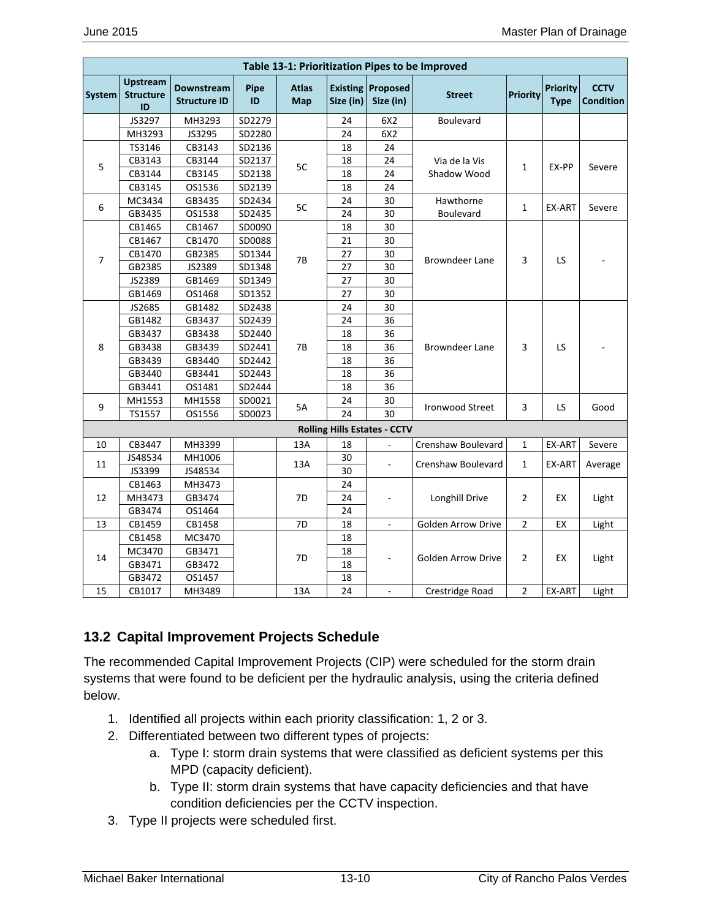| Table 13-1: Prioritization Pipes to be Improved | | | | | | | | | | |
|---|---|---|---|---|---|---|---|---|---|---|
| System | Upstream Structure ID | Downstream Structure ID | Pipe ID | Atlas Map | Existing Size (in) | Proposed Size (in) | Street | Priority | Priority Type | CCTV Condition |
| | JS3297 | MH3293 | SD2279 | | 24 | 6X2 | Boulevard | | | |
| | MH3293 | JS3295 | SD2280 | | 24 | 6X2 | | | | |
| 5 | TS3146 | CB3143 | SD2136 | 5C | 18 | 24 | Via de la Vis Shadow Wood | 1 | EX-PP | Severe |
| | CB3143 | CB3144 | SD2137 | | 18 | 24 | | | | |
| | CB3144 | CB3145 | SD2138 | | 18 | 24 | | | | |
| | CB3145 | OS1536 | SD2139 | | 18 | 24 | | | | |
| 6 | MC3434 | GB3435 | SD2434 | 5C | 24 | 30 | Hawthorne Boulevard | 1 | EX-ART | Severe |
| | GB3435 | OS1538 | SD2435 | | 24 | 30 | | | | |
| 7 | CB1465 | CB1467 | SD0090 | 7B | 18 | 30 | Browndeer Lane | 3 | LS | - |
| | CB1467 | CB1470 | SD0088 | | 21 | 30 | | | | |
| | CB1470 | GB2385 | SD1344 | | 27 | 30 | | | | |
| | GB2385 | JS2389 | SD1348 | | 27 | 30 | | | | |
| | JS2389 | GB1469 | SD1349 | | 27 | 30 | | | | |
| | GB1469 | OS1468 | SD1352 | | 27 | 30 | | | | |
| 8 | JS2685 | GB1482 | SD2438 | 7B | 24 | 30 | Browndeer Lane | 3 | LS | - |
| | GB1482 | GB3437 | SD2439 | | 24 | 36 | | | | |
| | GB3437 | GB3438 | SD2440 | | 18 | 36 | | | | |
| | GB3438 | GB3439 | SD2441 | | 18 | 36 | | | | |
| | GB3439 | GB3440 | SD2442 | | 18 | 36 | | | | |
| | GB3440 | GB3441 | SD2443 | | 18 | 36 | | | | |
| | GB3441 | OS1481 | SD2444 | | 18 | 36 | | | | |
| 9 | MH1553 | MH1558 | SD0021 | 5A | 24 | 30 | Ironwood Street | 3 | LS | Good |
| | TS1557 | OS1556 | SD0023 | | 24 | 30 | | | | |
| **Rolling Hills Estates - CCTV** | | | | | | | | | | |
| 10 | CB3447 | MH3399 | | 13A | 18 | - | Crenshaw Boulevard | 1 | EX-ART | Severe |
| 11 | JS48534 | MH1006 | | 13A | 30 | - | Crenshaw Boulevard | 1 | EX-ART | Average |
| | JS3399 | JS48534 | | | 30 | | | | | |
| 12 | CB1463 | MH3473 | | 7D | 24 | - | Longhill Drive | 2 | EX | Light |
| | MH3473 | GB3474 | | | 24 | | | | | |
| | GB3474 | OS1464 | | | 24 | | | | | |
| 13 | CB1459 | CB1458 | | 7D | 18 | - | Golden Arrow Drive | 2 | EX | Light |
| 14 | CB1458 | MC3470 | | 7D | 18 | - | Golden Arrow Drive | 2 | EX | Light |
| | MC3470 | GB3471 | | | 18 | | | | | |
| | GB3471 | GB3472 | | | 18 | | | | | |
| | GB3472 | OS1457 | | | 18 | | | | | |
| 15 | CB1017 | MH3489 | | 13A | 24 | - | Crestridge Road | 2 | EX-ART | Light |

## 13.2 Capital Improvement Projects Schedule

The recommended Capital Improvement Projects (CIP) were scheduled for the storm drain systems that were found to be deficient per the hydraulic analysis, using the criteria defined below.

1. Identified all projects within each priority classification: 1, 2 or 3.
2. Differentiated between two different types of projects:
   a. Type I: storm drain systems that were classified as deficient systems per this MPD (capacity deficient).
   b. Type II: storm drain systems that have capacity deficiencies and that have condition deficiencies per the CCTV inspection.
3. Type II projects were scheduled first.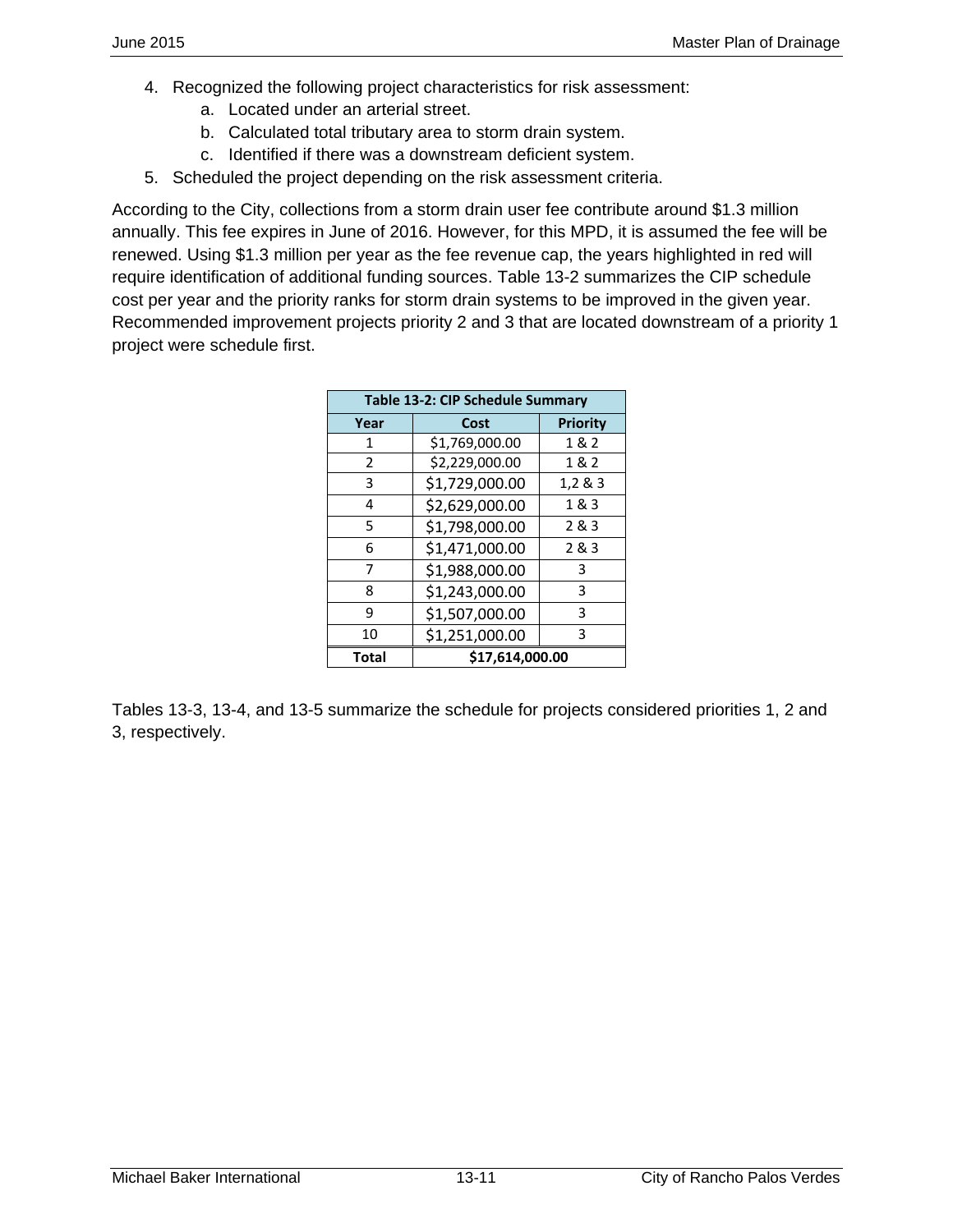4. Recognized the following project characteristics for risk assessment:
   a. Located under an arterial street.
   b. Calculated total tributary area to storm drain system.
   c. Identified if there was a downstream deficient system.
5. Scheduled the project depending on the risk assessment criteria.

According to the City, collections from a storm drain user fee contribute around $1.3 million annually. This fee expires in June of 2016. However, for this MPD, it is assumed the fee will be renewed. Using $1.3 million per year as the fee revenue cap, the years highlighted in red will require identification of additional funding sources. Table 13-2 summarizes the CIP schedule cost per year and the priority ranks for storm drain systems to be improved in the given year. Recommended improvement projects priority 2 and 3 that are located downstream of a priority 1 project were schedule first.

| Table 13-2: CIP Schedule Summary | | |
|---|---|---|
| **Year** | **Cost** | **Priority** |
| 1 | $1,769,000.00 | 1 & 2 |
| 2 | $2,229,000.00 | 1 & 2 |
| 3 | $1,729,000.00 | 1,2 & 3 |
| 4 | $2,629,000.00 | 1 & 3 |
| 5 | $1,798,000.00 | 2 & 3 |
| 6 | $1,471,000.00 | 2 & 3 |
| 7 | $1,988,000.00 | 3 |
| 8 | $1,243,000.00 | 3 |
| 9 | $1,507,000.00 | 3 |
| 10 | $1,251,000.00 | 3 |
| **Total** | **$17,614,000.00** | |

Tables 13-3, 13-4, and 13-5 summarize the schedule for projects considered priorities 1, 2 and 3, respectively.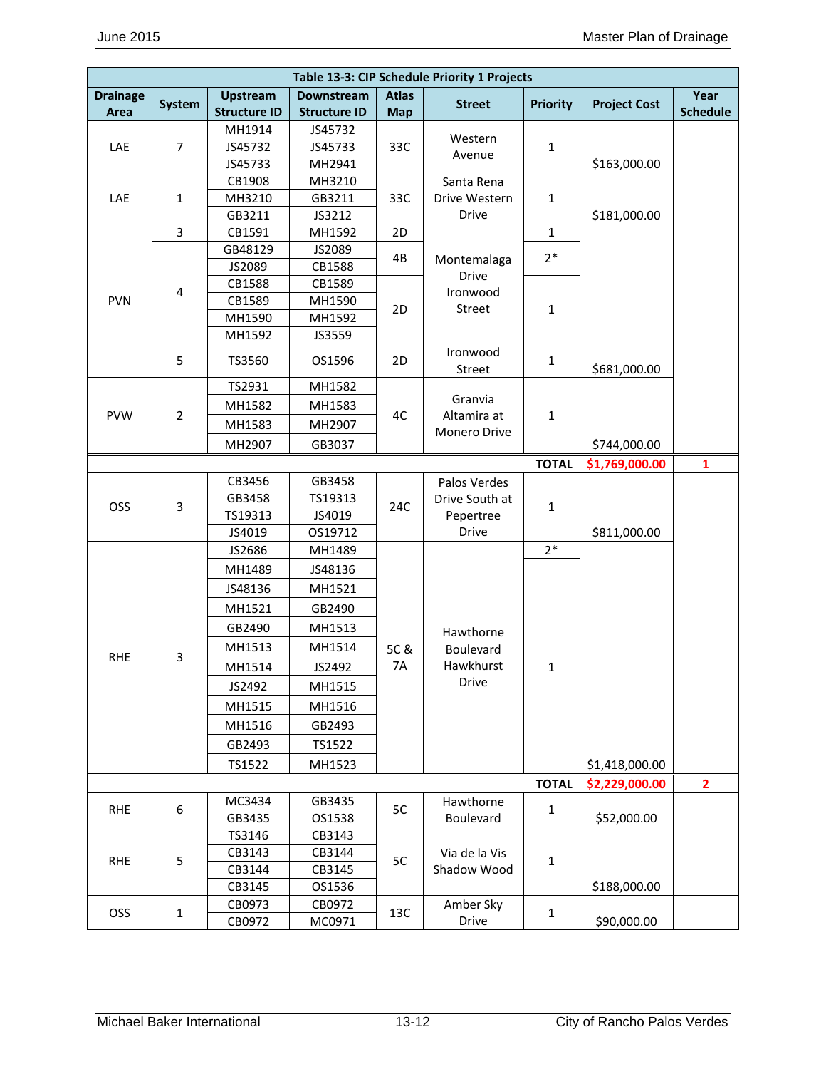**Table 13-3: CIP Schedule Priority 1 Projects**

| Drainage Area | System | Upstream Structure ID | Downstream Structure ID | Atlas Map | Street | Priority | Project Cost | Year Schedule |
|---|---|---|---|---|---|---|---|---|
| LAE | 7 | MH1914 | JS45732 | 33C | Western Avenue | 1 | $163,000.00 | |
| | | JS45732 | JS45733 | | | | | |
| | | JS45733 | MH2941 | | | | | |
| LAE | 1 | CB1908 | MH3210 | 33C | Santa Rena Drive Western Drive | 1 | $181,000.00 | |
| | | MH3210 | GB3211 | | | | | |
| | | GB3211 | JS3212 | | | | | |
| PVN | 3 | CB1591 | MH1592 | 2D | Montemalaga Drive Ironwood Street | 1 | $681,000.00 | |
| | 4 | GB48129 | JS2089 | 4B | | 2* | | |
| | | JS2089 | CB1588 | | | | | |
| | | CB1588 | CB1589 | 2D | | 1 | | |
| | | CB1589 | MH1590 | | | | | |
| | | MH1590 | MH1592 | | | | | |
| | | MH1592 | JS3559 | | | | | |
| | 5 | TS3560 | OS1596 | 2D | Ironwood Street | 1 | | |
| PVW | 2 | TS2931 | MH1582 | 4C | Granvia Altamira at Monero Drive | 1 | $744,000.00 | |
| | | MH1582 | MH1583 | | | | | |
| | | MH1583 | MH2907 | | | | | |
| | | MH2907 | GB3037 | | | | | |
| | | | | | | TOTAL | $1,769,000.00 | 1 |
| OSS | 3 | CB3456 | GB3458 | 24C | Palos Verdes Drive South at Pepertree Drive | 1 | $811,000.00 | |
| | | GB3458 | TS19313 | | | | | |
| | | TS19313 | JS4019 | | | | | |
| | | JS4019 | OS19712 | | | | | |
| RHE | 3 | JS2686 | MH1489 | 5C & 7A | Hawthorne Boulevard Hawkhurst Drive | 2* | $1,418,000.00 | |
| | | MH1489 | JS48136 | | | 1 | | |
| | | JS48136 | MH1521 | | | | | |
| | | MH1521 | GB2490 | | | | | |
| | | GB2490 | MH1513 | | | | | |
| | | MH1513 | MH1514 | | | | | |
| | | MH1514 | JS2492 | | | | | |
| | | JS2492 | MH1515 | | | | | |
| | | MH1515 | MH1516 | | | | | |
| | | MH1516 | GB2493 | | | | | |
| | | GB2493 | TS1522 | | | | | |
| | | TS1522 | MH1523 | | | | | |
| | | | | | | TOTAL | $2,229,000.00 | 2 |
| RHE | 6 | MC3434 | GB3435 | 5C | Hawthorne Boulevard | 1 | $52,000.00 | |
| | | GB3435 | OS1538 | | | | | |
| RHE | 5 | TS3146 | CB3143 | 5C | Via de la Vis Shadow Wood | 1 | $188,000.00 | |
| | | CB3143 | CB3144 | | | | | |
| | | CB3144 | CB3145 | | | | | |
| | | CB3145 | OS1536 | | | | | |
| OSS | 1 | CB0973 | CB0972 | 13C | Amber Sky Drive | 1 | $90,000.00 | |
| | | CB0972 | MC0971 | | | | | |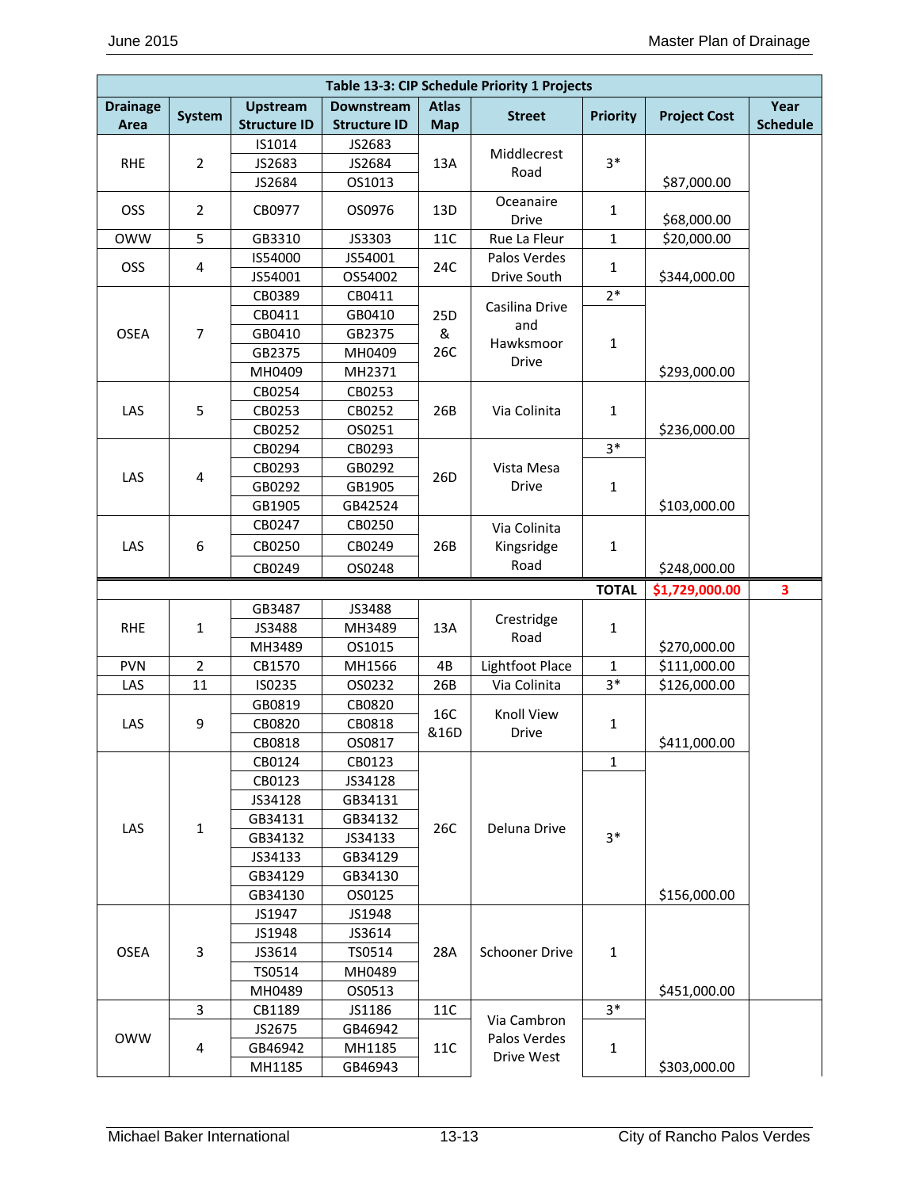**Table 13-3: CIP Schedule Priority 1 Projects**

| Drainage Area | System | Upstream Structure ID | Downstream Structure ID | Atlas Map | Street | Priority | Project Cost | Year Schedule |
|---|---|---|---|---|---|---|---|---|
| RHE | 2 | IS1014 | JS2683 | 13A | Middlecrest Road | 3* | | |
| | | JS2683 | JS2684 | | | | | |
| | | JS2684 | OS1013 | | | | $87,000.00 | |
| OSS | 2 | CB0977 | OS0976 | 13D | Oceanaire Drive | 1 | $68,000.00 | |
| OWW | 5 | GB3310 | JS3303 | 11C | Rue La Fleur | 1 | $20,000.00 | |
| OSS | 4 | IS54000 | JS54001 | 24C | Palos Verdes Drive South | 1 | | |
| | | JS54001 | OS54002 | | | | $344,000.00 | |
| OSEA | 7 | CB0389 | CB0411 | 25D & 26C | Casilina Drive and Hawksmoor Drive | 2* | | |
| | | CB0411 | GB0410 | | | 1 | | |
| | | GB0410 | GB2375 | | | | | |
| | | GB2375 | MH0409 | | | | | |
| | | MH0409 | MH2371 | | | | $293,000.00 | |
| LAS | 5 | CB0254 | CB0253 | 26B | Via Colinita | 1 | | |
| | | CB0253 | CB0252 | | | | | |
| | | CB0252 | OS0251 | | | | $236,000.00 | |
| LAS | 4 | CB0294 | CB0293 | 26D | Vista Mesa Drive | 3* | | |
| | | CB0293 | GB0292 | | | 1 | | |
| | | GB0292 | GB1905 | | | | | |
| | | GB1905 | GB42524 | | | | $103,000.00 | |
| LAS | 6 | CB0247 | CB0250 | 26B | Via Colinita Kingsridge Road | 1 | | |
| | | CB0250 | CB0249 | | | | | |
| | | CB0249 | OS0248 | | | | $248,000.00 | |
| | | | | | | **TOTAL** | **$1,729,000.00** | **3** |
| RHE | 1 | GB3487 | JS3488 | 13A | Crestridge Road | 1 | | |
| | | JS3488 | MH3489 | | | | | |
| | | MH3489 | OS1015 | | | | $270,000.00 | |
| PVN | 2 | CB1570 | MH1566 | 4B | Lightfoot Place | 1 | $111,000.00 | |
| LAS | 11 | IS0235 | OS0232 | 26B | Via Colinita | 3* | $126,000.00 | |
| LAS | 9 | GB0819 | CB0820 | 16C &16D | Knoll View Drive | 1 | | |
| | | CB0820 | CB0818 | | | | | |
| | | CB0818 | OS0817 | | | | $411,000.00 | |
| LAS | 1 | CB0124 | CB0123 | 26C | Deluna Drive | 1 | | |
| | | CB0123 | JS34128 | | | 3* | | |
| | | JS34128 | GB34131 | | | | | |
| | | GB34131 | GB34132 | | | | | |
| | | GB34132 | JS34133 | | | | | |
| | | JS34133 | GB34129 | | | | | |
| | | GB34129 | GB34130 | | | | | |
| | | GB34130 | OS0125 | | | | $156,000.00 | |
| OSEA | 3 | JS1947 | JS1948 | 28A | Schooner Drive | 1 | | |
| | | JS1948 | JS3614 | | | | | |
| | | JS3614 | TS0514 | | | | | |
| | | TS0514 | MH0489 | | | | | |
| | | MH0489 | OS0513 | | | | $451,000.00 | |
| OWW | 3 | CB1189 | JS1186 | 11C | Via Cambron Palos Verdes Drive West | 3* | | |
| | 4 | JS2675 | GB46942 | 11C | | 1 | | |
| | | GB46942 | MH1185 | | | | | |
| | | MH1185 | GB46943 | | | | $303,000.00 | |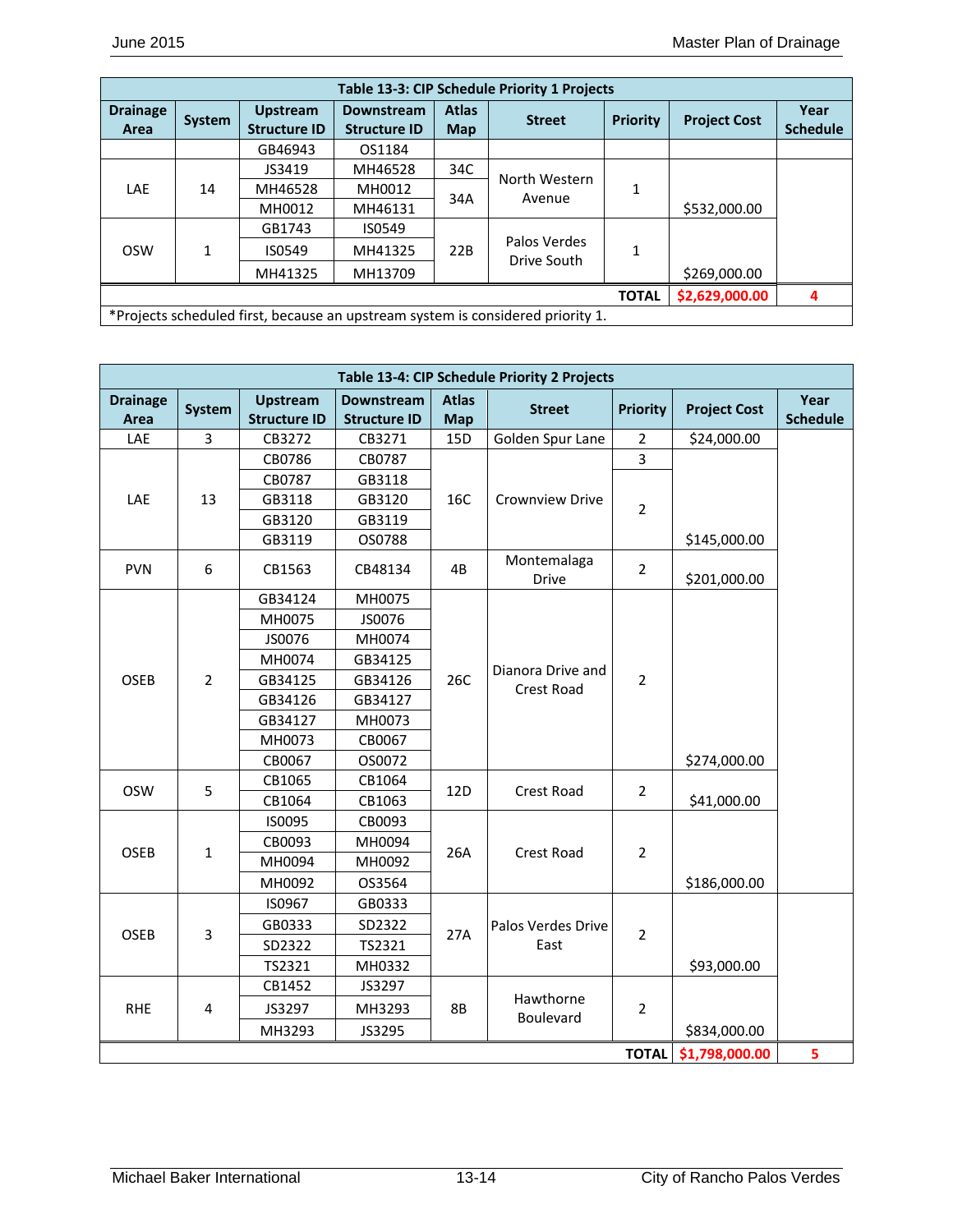| Table 13-3: CIP Schedule Priority 1 Projects | | | | | | | | |
|---|---|---|---|---|---|---|---|---|
| Drainage Area | System | Upstream Structure ID | Downstream Structure ID | Atlas Map | Street | Priority | Project Cost | Year Schedule |
| | | GB46943 | OS1184 | | | | | |
| LAE | 14 | JS3419 | MH46528 | 34C | North Western Avenue | 1 | | |
| | | MH46528 | MH0012 | 34A | | | | |
| | | MH0012 | MH46131 | | | | $532,000.00 | |
| OSW | 1 | GB1743 | IS0549 | 22B | Palos Verdes Drive South | 1 | | |
| | | IS0549 | MH41325 | | | | | |
| | | MH41325 | MH13709 | | | | $269,000.00 | |
| | | | | | | TOTAL | $2,629,000.00 | 4 |

*Projects scheduled first, because an upstream system is considered priority 1.

| Table 13-4: CIP Schedule Priority 2 Projects | | | | | | | | |
|---|---|---|---|---|---|---|---|---|
| Drainage Area | System | Upstream Structure ID | Downstream Structure ID | Atlas Map | Street | Priority | Project Cost | Year Schedule |
| LAE | 3 | CB3272 | CB3271 | 15D | Golden Spur Lane | 2 | $24,000.00 | |
| LAE | 13 | CB0786 | CB0787 | 16C | Crownview Drive | 3 | | |
| | | CB0787 | GB3118 | | | 2 | | |
| | | GB3118 | GB3120 | | | | | |
| | | GB3120 | GB3119 | | | | | |
| | | GB3119 | OS0788 | | | | $145,000.00 | |
| PVN | 6 | CB1563 | CB48134 | 4B | Montemalaga Drive | 2 | $201,000.00 | |
| OSEB | 2 | GB34124 | MH0075 | 26C | Dianora Drive and Crest Road | 2 | | |
| | | MH0075 | JS0076 | | | | | |
| | | JS0076 | MH0074 | | | | | |
| | | MH0074 | GB34125 | | | | | |
| | | GB34125 | GB34126 | | | | | |
| | | GB34126 | GB34127 | | | | | |
| | | GB34127 | MH0073 | | | | | |
| | | MH0073 | CB0067 | | | | | |
| | | CB0067 | OS0072 | | | | $274,000.00 | |
| OSW | 5 | CB1065 | CB1064 | 12D | Crest Road | 2 | | |
| | | CB1064 | CB1063 | | | | $41,000.00 | |
| OSEB | 1 | IS0095 | CB0093 | 26A | Crest Road | 2 | | |
| | | CB0093 | MH0094 | | | | | |
| | | MH0094 | MH0092 | | | | | |
| | | MH0092 | OS3564 | | | | $186,000.00 | |
| OSEB | 3 | IS0967 | GB0333 | 27A | Palos Verdes Drive East | 2 | | |
| | | GB0333 | SD2322 | | | | | |
| | | SD2322 | TS2321 | | | | | |
| | | TS2321 | MH0332 | | | | $93,000.00 | |
| RHE | 4 | CB1452 | JS3297 | 8B | Hawthorne Boulevard | 2 | | |
| | | JS3297 | MH3293 | | | | | |
| | | MH3293 | JS3295 | | | | $834,000.00 | |
| | | | | | | TOTAL | $1,798,000.00 | 5 |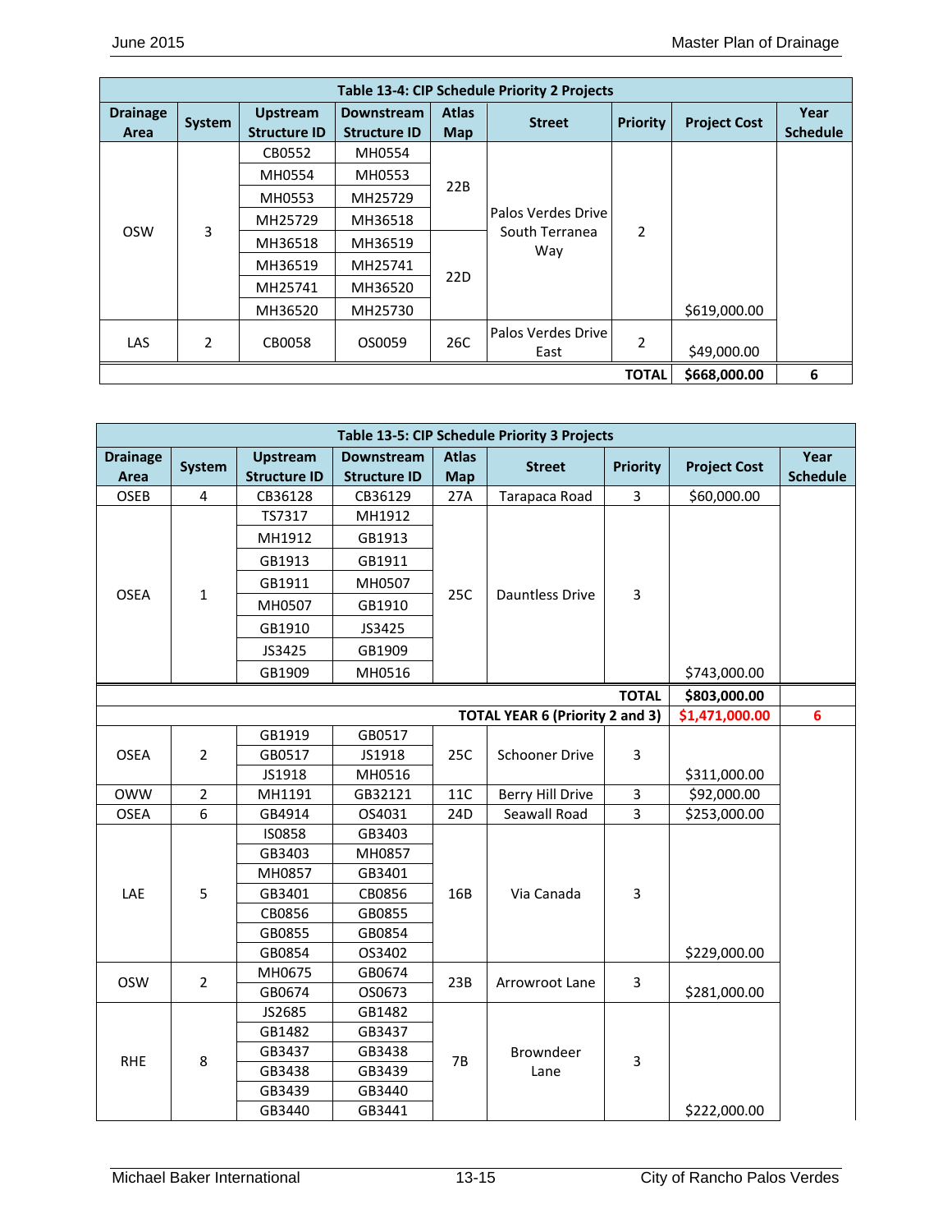**Table 13-4: CIP Schedule Priority 2 Projects**

| Drainage Area | System | Upstream Structure ID | Downstream Structure ID | Atlas Map | Street | Priority | Project Cost | Year Schedule |
|---|---|---|---|---|---|---|---|---|
| OSW | 3 | CB0552 | MH0554 | 22B | Palos Verdes Drive South Terranea Way | 2 | | |
| | | MH0554 | MH0553 | | | | | |
| | | MH0553 | MH25729 | | | | | |
| | | MH25729 | MH36518 | | | | | |
| | | MH36518 | MH36519 | 22D | | | | |
| | | MH36519 | MH25741 | | | | | |
| | | MH25741 | MH36520 | | | | | |
| | | MH36520 | MH25730 | | | | $619,000.00 | |
| LAS | 2 | CB0058 | OS0059 | 26C | Palos Verdes Drive East | 2 | $49,000.00 | |
| | | | | | | **TOTAL** | **$668,000.00** | **6** |

**Table 13-5: CIP Schedule Priority 3 Projects**

| Drainage Area | System | Upstream Structure ID | Downstream Structure ID | Atlas Map | Street | Priority | Project Cost | Year Schedule |
|---|---|---|---|---|---|---|---|---|
| OSEB | 4 | CB36128 | CB36129 | 27A | Tarapaca Road | 3 | $60,000.00 | |
| OSEA | 1 | TS7317 | MH1912 | 25C | Dauntless Drive | 3 | | |
| | | MH1912 | GB1913 | | | | | |
| | | GB1913 | GB1911 | | | | | |
| | | GB1911 | MH0507 | | | | | |
| | | MH0507 | GB1910 | | | | | |
| | | GB1910 | JS3425 | | | | | |
| | | JS3425 | GB1909 | | | | | |
| | | GB1909 | MH0516 | | | | $743,000.00 | |
| | | | | | | **TOTAL** | **$803,000.00** | |
| | | | | | **TOTAL YEAR 6 (Priority 2 and 3)** | | **$1,471,000.00** | **6** |
| OSEA | 2 | GB1919 | GB0517 | 25C | Schooner Drive | 3 | | |
| | | GB0517 | JS1918 | | | | | |
| | | JS1918 | MH0516 | | | | $311,000.00 | |
| OWW | 2 | MH1191 | GB32121 | 11C | Berry Hill Drive | 3 | $92,000.00 | |
| OSEA | 6 | GB4914 | OS4031 | 24D | Seawall Road | 3 | $253,000.00 | |
| LAE | 5 | IS0858 | GB3403 | 16B | Via Canada | 3 | | |
| | | GB3403 | MH0857 | | | | | |
| | | MH0857 | GB3401 | | | | | |
| | | GB3401 | CB0856 | | | | | |
| | | CB0856 | GB0855 | | | | | |
| | | GB0855 | GB0854 | | | | | |
| | | GB0854 | OS3402 | | | | $229,000.00 | |
| OSW | 2 | MH0675 | GB0674 | 23B | Arrowroot Lane | 3 | | |
| | | GB0674 | OS0673 | | | | $281,000.00 | |
| RHE | 8 | JS2685 | GB1482 | 7B | Browndeer Lane | 3 | | |
| | | GB1482 | GB3437 | | | | | |
| | | GB3437 | GB3438 | | | | | |
| | | GB3438 | GB3439 | | | | | |
| | | GB3439 | GB3440 | | | | | |
| | | GB3440 | GB3441 | | | | $222,000.00 | |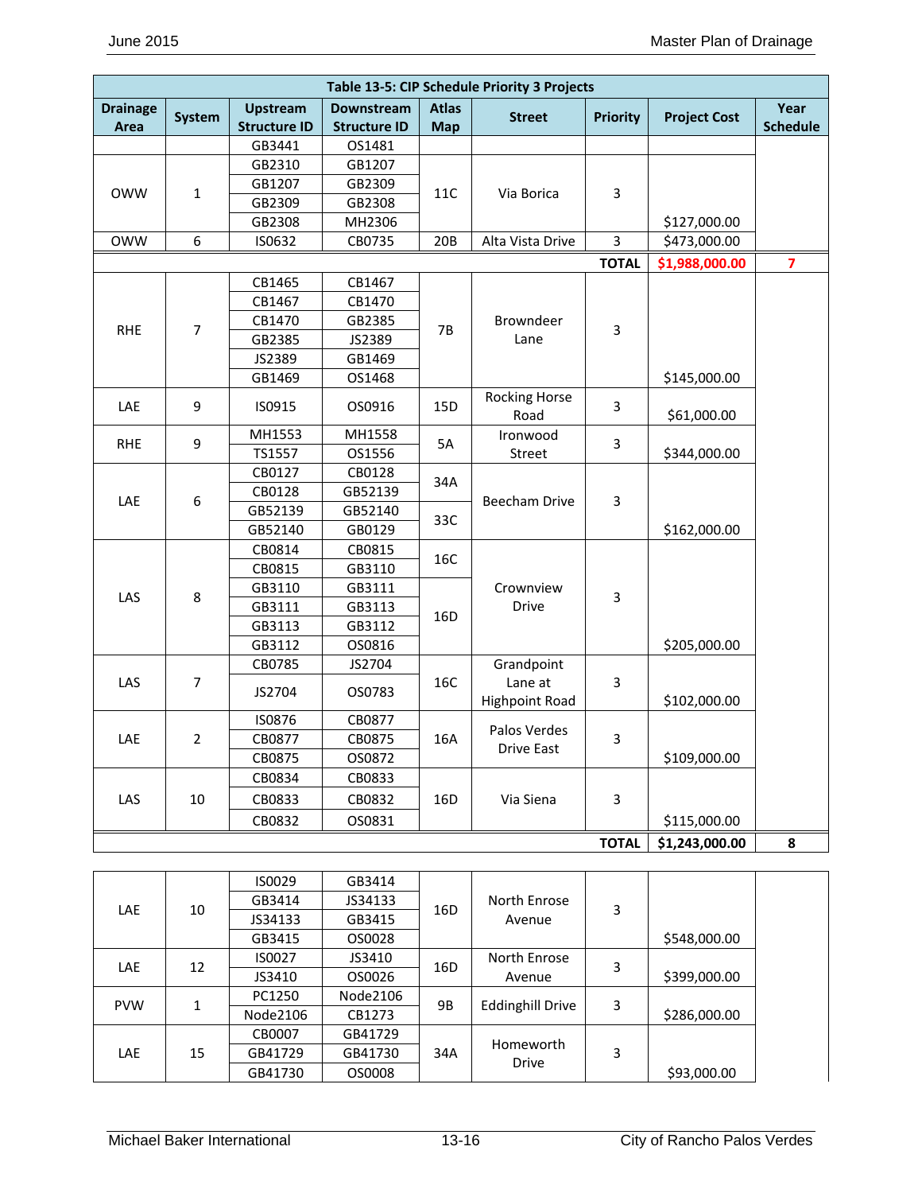| Table 13-5: CIP Schedule Priority 3 Projects | | | | | | | | |
|---|---|---|---|---|---|---|---|---|
| Drainage Area | System | Upstream Structure ID | Downstream Structure ID | Atlas Map | Street | Priority | Project Cost | Year Schedule |
| | | GB3441 | OS1481 | | | | | |
| OWW | 1 | GB2310 | GB1207 | 11C | Via Borica | 3 | $127,000.00 | |
| | | GB1207 | GB2309 | | | | | |
| | | GB2309 | GB2308 | | | | | |
| | | GB2308 | MH2306 | | | | | |
| OWW | 6 | IS0632 | CB0735 | 20B | Alta Vista Drive | 3 | $473,000.00 | |
| | | | | | | TOTAL | $1,988,000.00 | 7 |
| RHE | 7 | CB1465 | CB1467 | 7B | Browndeer Lane | 3 | $145,000.00 | |
| | | CB1467 | CB1470 | | | | | |
| | | CB1470 | GB2385 | | | | | |
| | | GB2385 | JS2389 | | | | | |
| | | JS2389 | GB1469 | | | | | |
| | | GB1469 | OS1468 | | | | | |
| LAE | 9 | IS0915 | OS0916 | 15D | Rocking Horse Road | 3 | $61,000.00 | |
| RHE | 9 | MH1553 | MH1558 | 5A | Ironwood Street | 3 | $344,000.00 | |
| | | TS1557 | OS1556 | | | | | |
| LAE | 6 | CB0127 | CB0128 | 34A | Beecham Drive | 3 | $162,000.00 | |
| | | CB0128 | GB52139 | | | | | |
| | | GB52139 | GB52140 | 33C | | | | |
| | | GB52140 | GB0129 | | | | | |
| LAS | 8 | CB0814 | CB0815 | 16C | Crownview Drive | 3 | $205,000.00 | |
| | | CB0815 | GB3110 | | | | | |
| | | GB3110 | GB3111 | 16D | | | | |
| | | GB3111 | GB3113 | | | | | |
| | | GB3113 | GB3112 | | | | | |
| | | GB3112 | OS0816 | | | | | |
| LAS | 7 | CB0785 | JS2704 | 16C | Grandpoint Lane at Highpoint Road | 3 | $102,000.00 | |
| | | JS2704 | OS0783 | | | | | |
| LAE | 2 | IS0876 | CB0877 | 16A | Palos Verdes Drive East | 3 | $109,000.00 | |
| | | CB0877 | CB0875 | | | | | |
| | | CB0875 | OS0872 | | | | | |
| LAS | 10 | CB0834 | CB0833 | 16D | Via Siena | 3 | $115,000.00 | |
| | | CB0833 | CB0832 | | | | | |
| | | CB0832 | OS0831 | | | | | |
| | | | | | | TOTAL | $1,243,000.00 | 8 |
| LAE | 10 | IS0029 | GB3414 | 16D | North Enrose Avenue | 3 | $548,000.00 | |
| | | GB3414 | JS34133 | | | | | |
| | | JS34133 | GB3415 | | | | | |
| | | GB3415 | OS0028 | | | | | |
| LAE | 12 | IS0027 | JS3410 | 16D | North Enrose Avenue | 3 | $399,000.00 | |
| | | JS3410 | OS0026 | | | | | |
| PVW | 1 | PC1250 | Node2106 | 9B | Eddinghill Drive | 3 | $286,000.00 | |
| | | Node2106 | CB1273 | | | | | |
| LAE | 15 | CB0007 | GB41729 | 34A | Homeworth Drive | 3 | $93,000.00 | |
| | | GB41729 | GB41730 | | | | | |
| | | GB41730 | OS0008 | | | | | |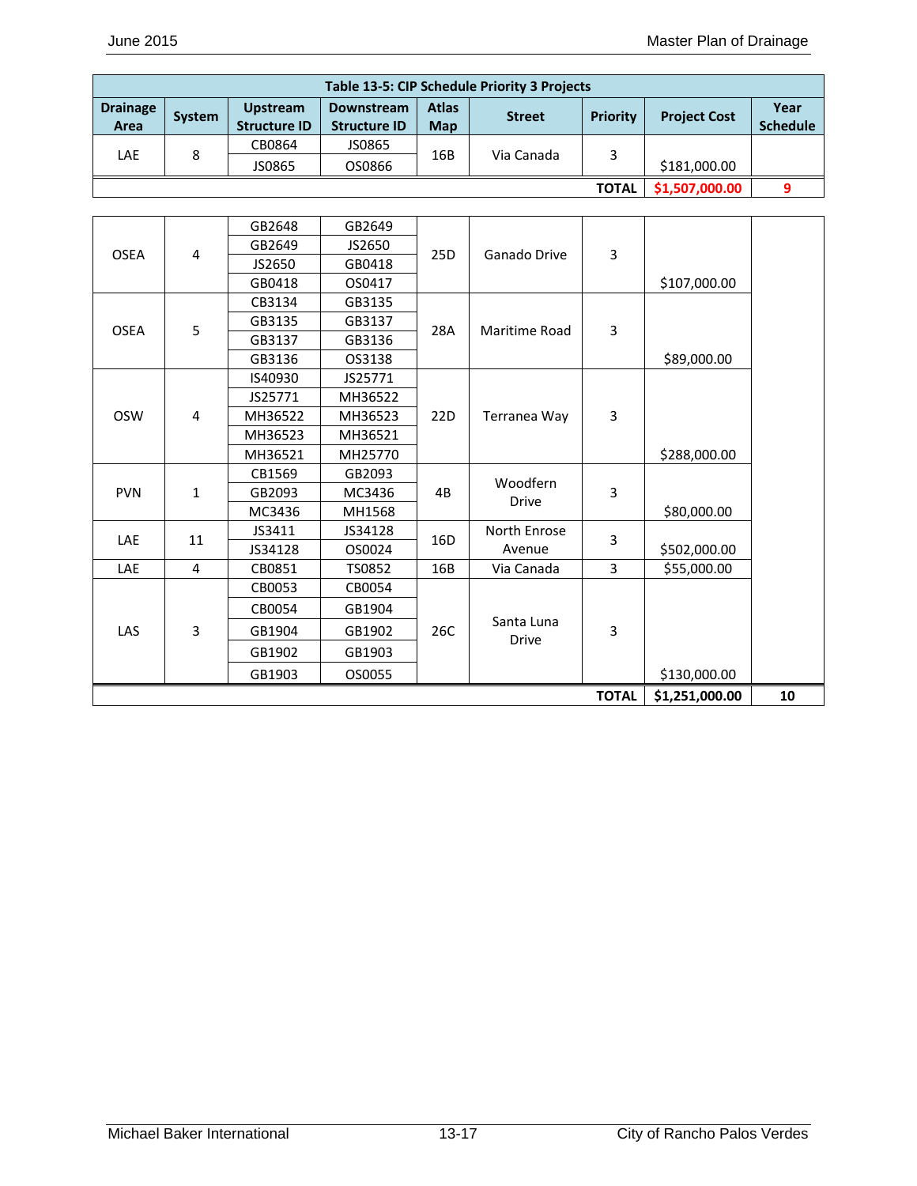**Table 13-5: CIP Schedule Priority 3 Projects**

| Drainage Area | System | Upstream Structure ID | Downstream Structure ID | Atlas Map | Street | Priority | Project Cost | Year Schedule |
|---|---|---|---|---|---|---|---|---|
| LAE | 8 | CB0864 | JS0865 | 16B | Via Canada | 3 | | |
| | | JS0865 | OS0866 | | | | $181,000.00 | |
| | | | | | | TOTAL | $1,507,000.00 | 9 |

| Drainage Area | System | Upstream Structure ID | Downstream Structure ID | Atlas Map | Street | Priority | Project Cost | Year Schedule |
|---|---|---|---|---|---|---|---|---|
| OSEA | 4 | GB2648 | GB2649 | 25D | Ganado Drive | 3 | | |
| | | GB2649 | JS2650 | | | | | |
| | | JS2650 | GB0418 | | | | | |
| | | GB0418 | OS0417 | | | | $107,000.00 | |
| OSEA | 5 | CB3134 | GB3135 | 28A | Maritime Road | 3 | | |
| | | GB3135 | GB3137 | | | | | |
| | | GB3137 | GB3136 | | | | | |
| | | GB3136 | OS3138 | | | | $89,000.00 | |
| OSW | 4 | IS40930 | JS25771 | 22D | Terranea Way | 3 | | |
| | | JS25771 | MH36522 | | | | | |
| | | MH36522 | MH36523 | | | | | |
| | | MH36523 | MH36521 | | | | | |
| | | MH36521 | MH25770 | | | | $288,000.00 | |
| PVN | 1 | CB1569 | GB2093 | 4B | Woodfern Drive | 3 | | |
| | | GB2093 | MC3436 | | | | | |
| | | MC3436 | MH1568 | | | | $80,000.00 | |
| LAE | 11 | JS3411 | JS34128 | 16D | North Enrose Avenue | 3 | | |
| | | JS34128 | OS0024 | | | | $502,000.00 | |
| LAE | 4 | CB0851 | TS0852 | 16B | Via Canada | 3 | $55,000.00 | |
| LAS | 3 | CB0053 | CB0054 | 26C | Santa Luna Drive | 3 | | |
| | | CB0054 | GB1904 | | | | | |
| | | GB1904 | GB1902 | | | | | |
| | | GB1902 | GB1903 | | | | | |
| | | GB1903 | OS0055 | | | | $130,000.00 | |
| | | | | | | TOTAL | $1,251,000.00 | 10 |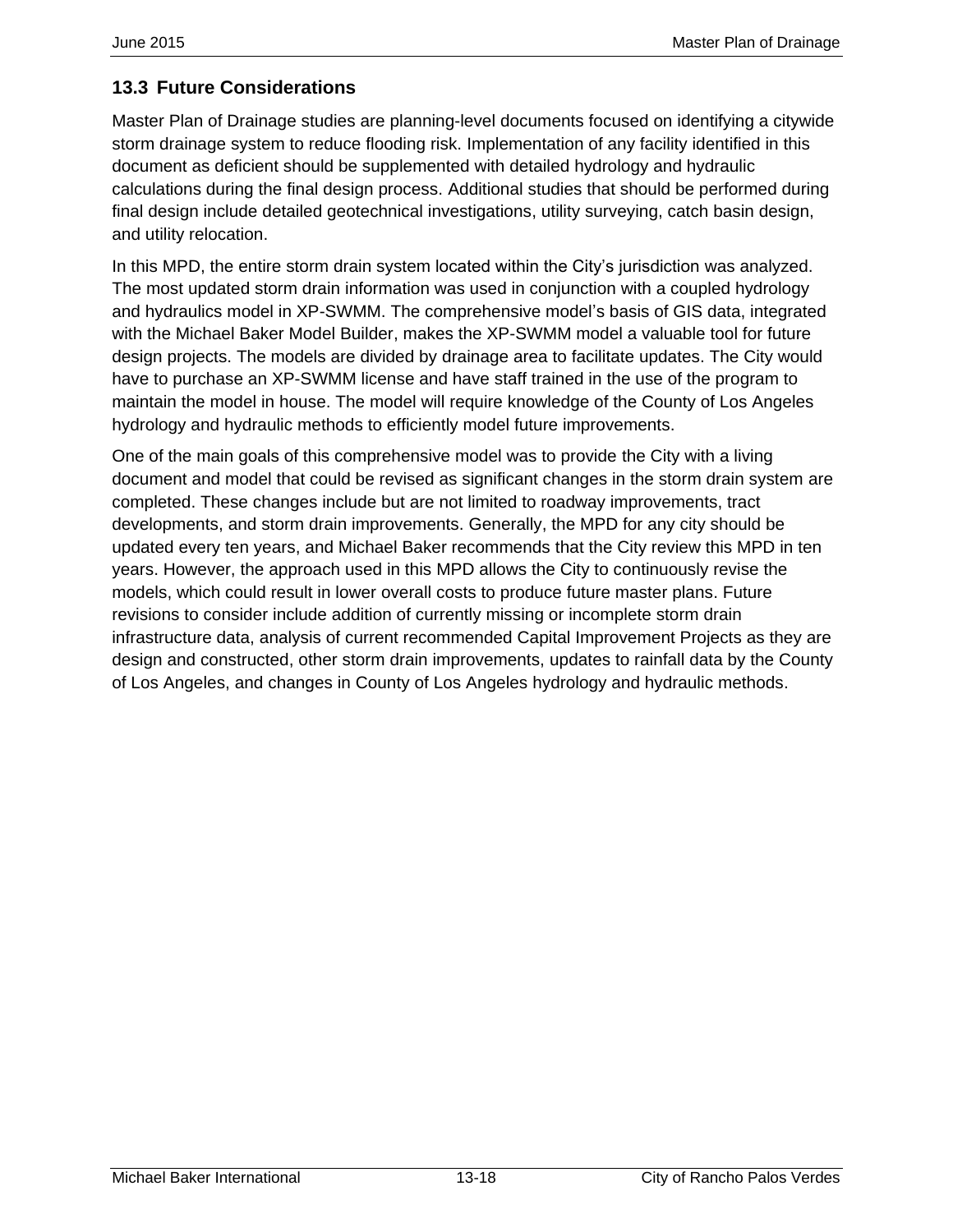## 13.3 Future Considerations

Master Plan of Drainage studies are planning-level documents focused on identifying a citywide storm drainage system to reduce flooding risk. Implementation of any facility identified in this document as deficient should be supplemented with detailed hydrology and hydraulic calculations during the final design process. Additional studies that should be performed during final design include detailed geotechnical investigations, utility surveying, catch basin design, and utility relocation.

In this MPD, the entire storm drain system located within the City's jurisdiction was analyzed. The most updated storm drain information was used in conjunction with a coupled hydrology and hydraulics model in XP-SWMM. The comprehensive model's basis of GIS data, integrated with the Michael Baker Model Builder, makes the XP-SWMM model a valuable tool for future design projects. The models are divided by drainage area to facilitate updates. The City would have to purchase an XP-SWMM license and have staff trained in the use of the program to maintain the model in house. The model will require knowledge of the County of Los Angeles hydrology and hydraulic methods to efficiently model future improvements.

One of the main goals of this comprehensive model was to provide the City with a living document and model that could be revised as significant changes in the storm drain system are completed. These changes include but are not limited to roadway improvements, tract developments, and storm drain improvements. Generally, the MPD for any city should be updated every ten years, and Michael Baker recommends that the City review this MPD in ten years. However, the approach used in this MPD allows the City to continuously revise the models, which could result in lower overall costs to produce future master plans. Future revisions to consider include addition of currently missing or incomplete storm drain infrastructure data, analysis of current recommended Capital Improvement Projects as they are design and constructed, other storm drain improvements, updates to rainfall data by the County of Los Angeles, and changes in County of Los Angeles hydrology and hydraulic methods.